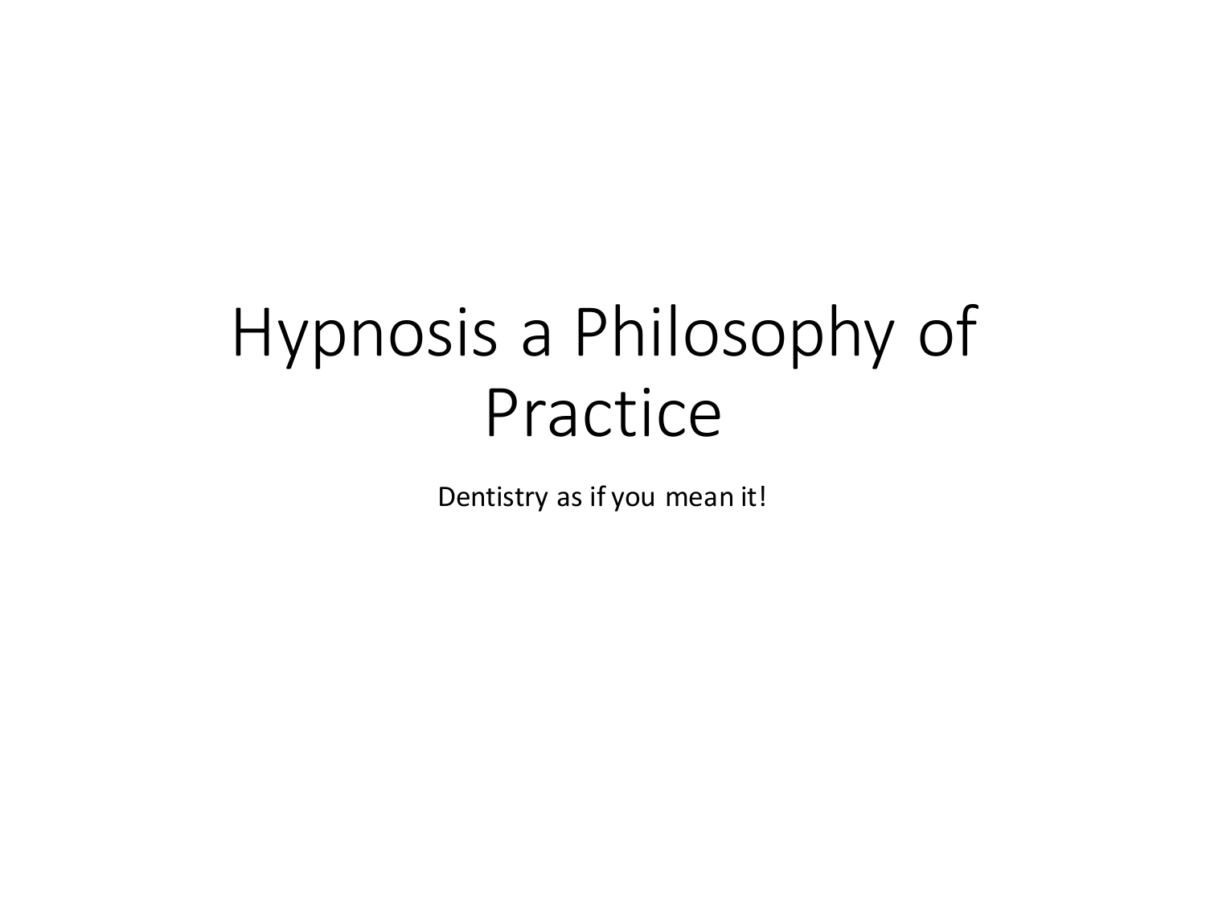# Hypnosis a Philosophy of Practice

Dentistry as if you mean it!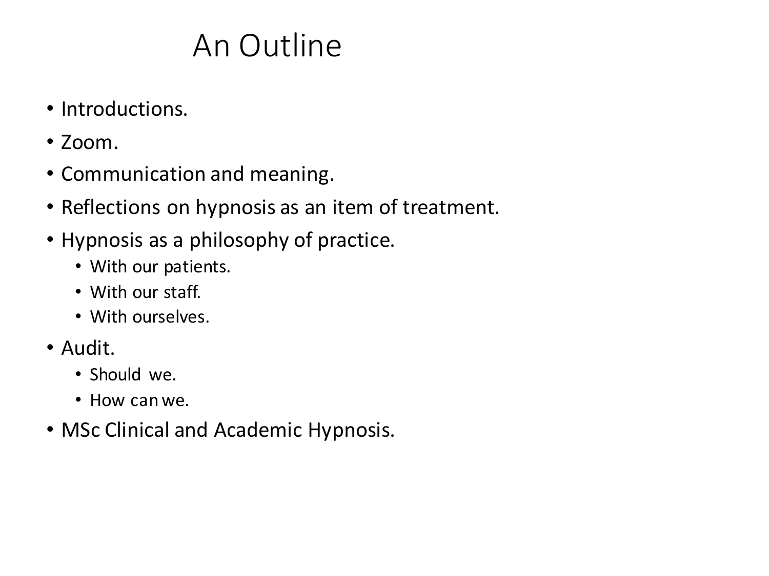# An Outline

- Introductions.
- Zoom.
- Communication and meaning.
- Reflections on hypnosis as an item of treatment.
- Hypnosis as a philosophy of practice.
  - With our patients.
  - With our staff.
  - With ourselves.
- Audit.
  - Should we.
  - How can we.
- MSc Clinical and Academic Hypnosis.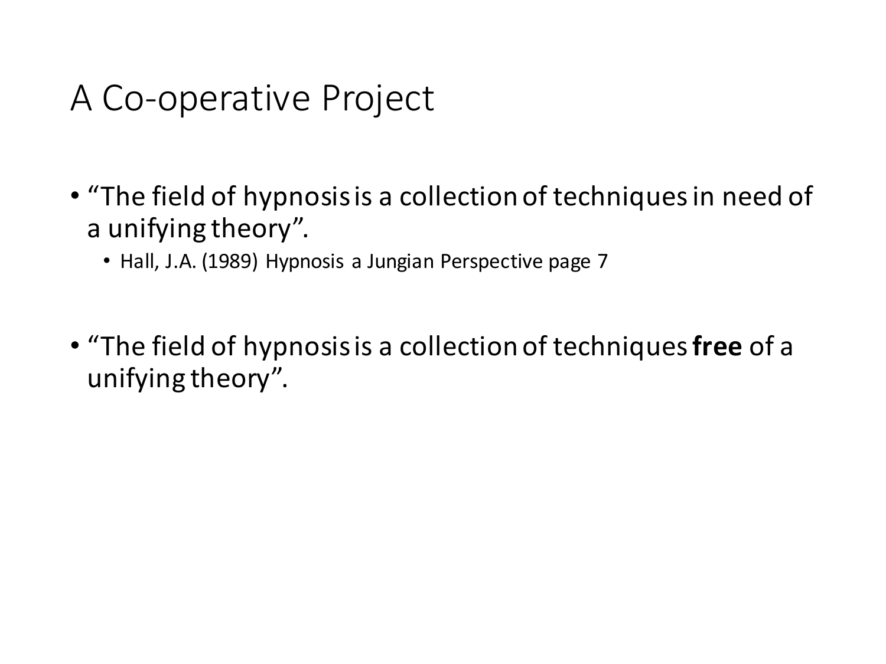# A Co-operative Project

- "The field of hypnosis is a collection of techniques in need of a unifying theory".
  - Hall, J.A. (1989) Hypnosis a Jungian Perspective page 7

- "The field of hypnosis is a collection of techniques **free** of a unifying theory".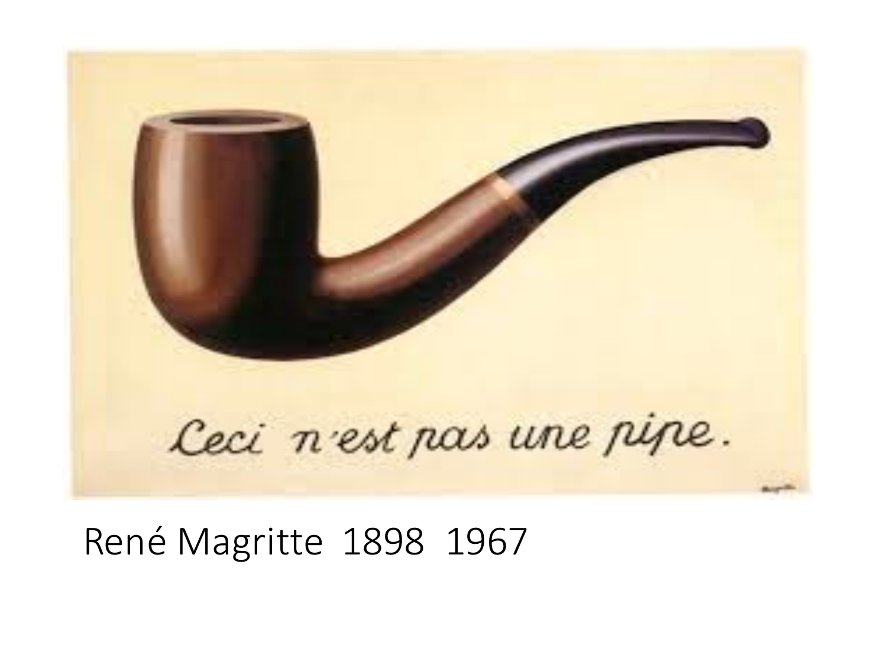Ceci n'est pas une pipe.

René Magritte 1898 1967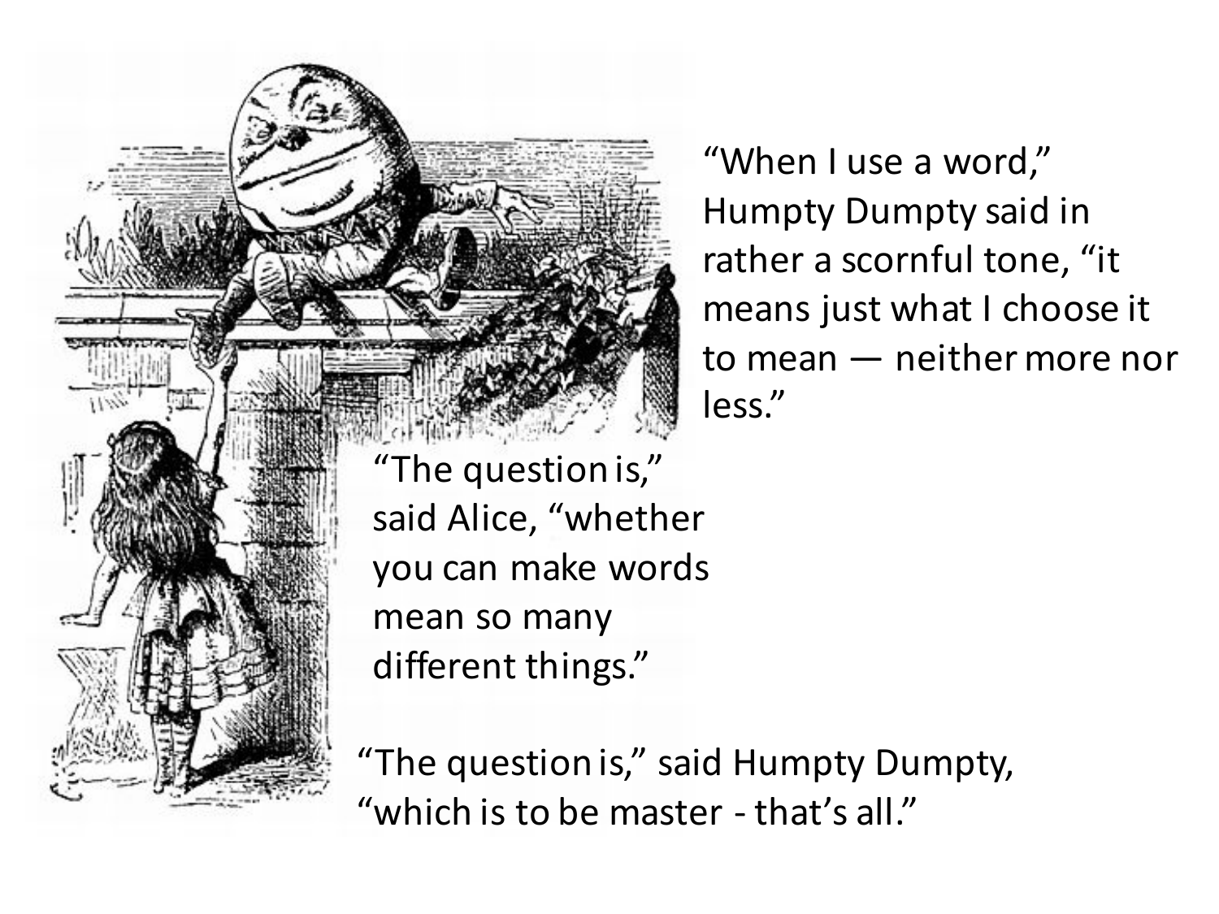"When I use a word," Humpty Dumpty said in rather a scornful tone, "it means just what I choose it to mean — neither more nor less."

"The question is," said Alice, "whether you can make words mean so many different things."

"The question is," said Humpty Dumpty, "which is to be master - that's all."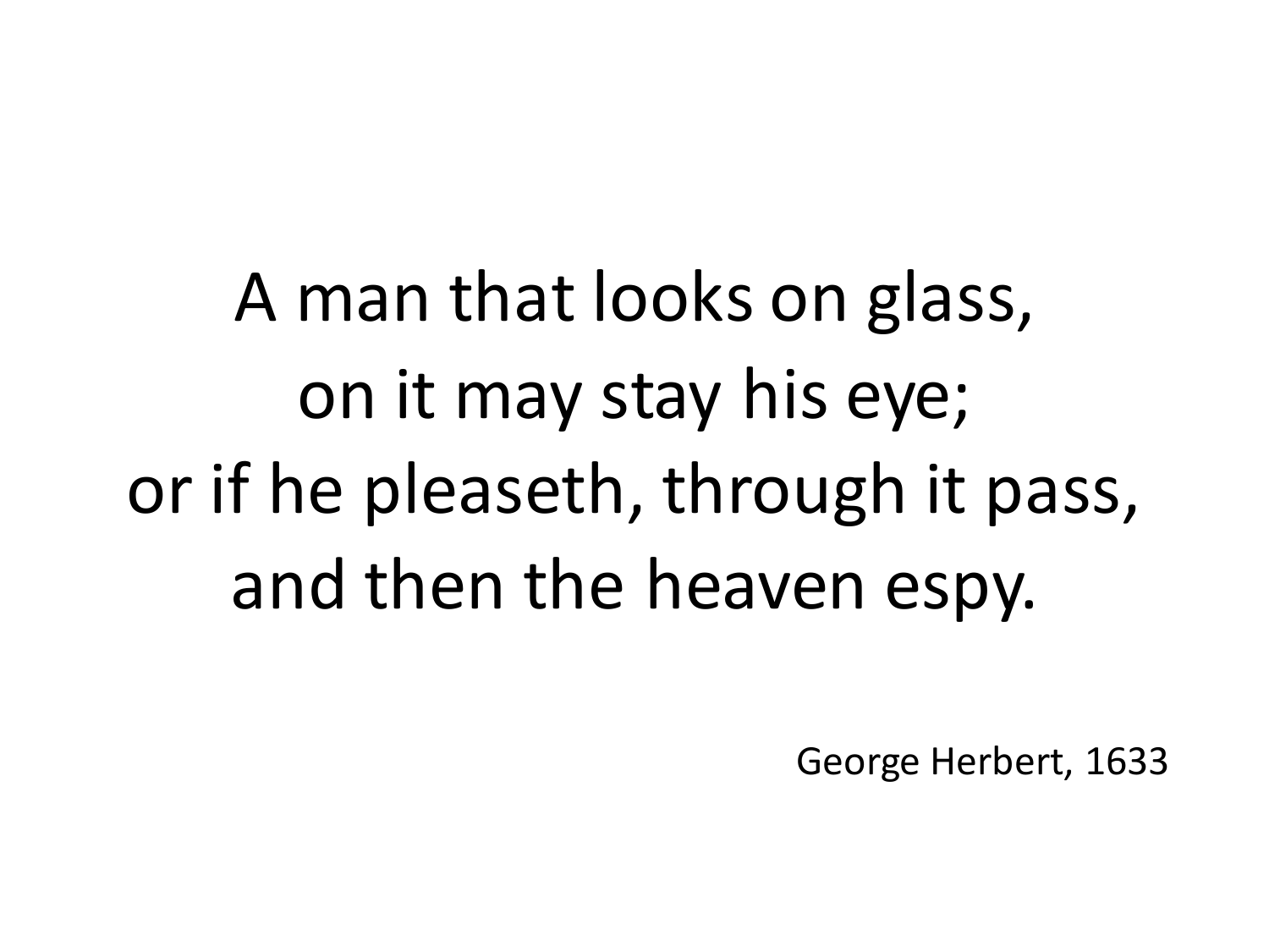A man that looks on glass,  
on it may stay his eye;  
or if he pleaseth, through it pass,  
and then the heaven espy.

George Herbert, 1633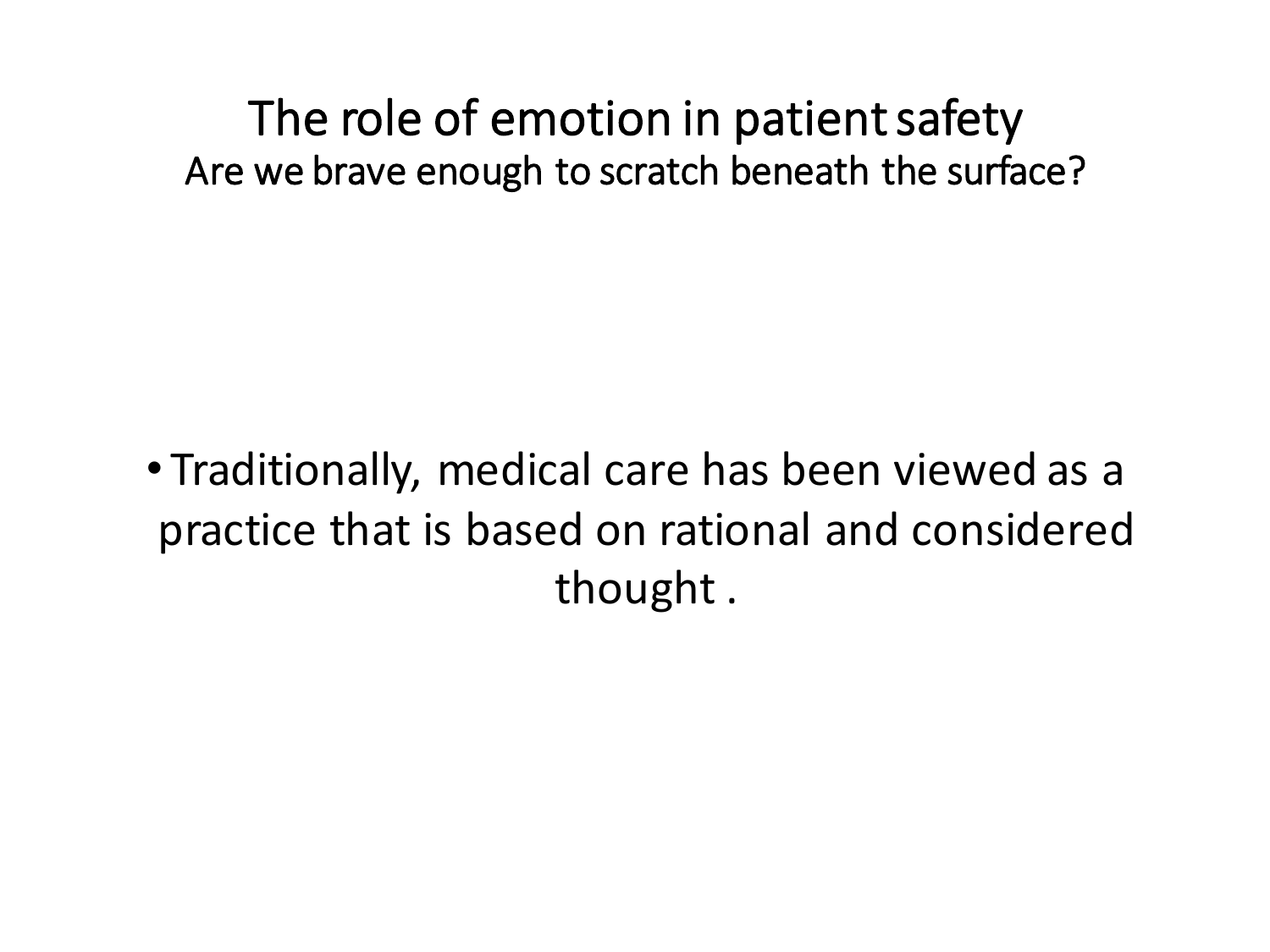# The role of emotion in patient safety

## Are we brave enough to scratch beneath the surface?

- Traditionally, medical care has been viewed as a practice that is based on rational and considered thought .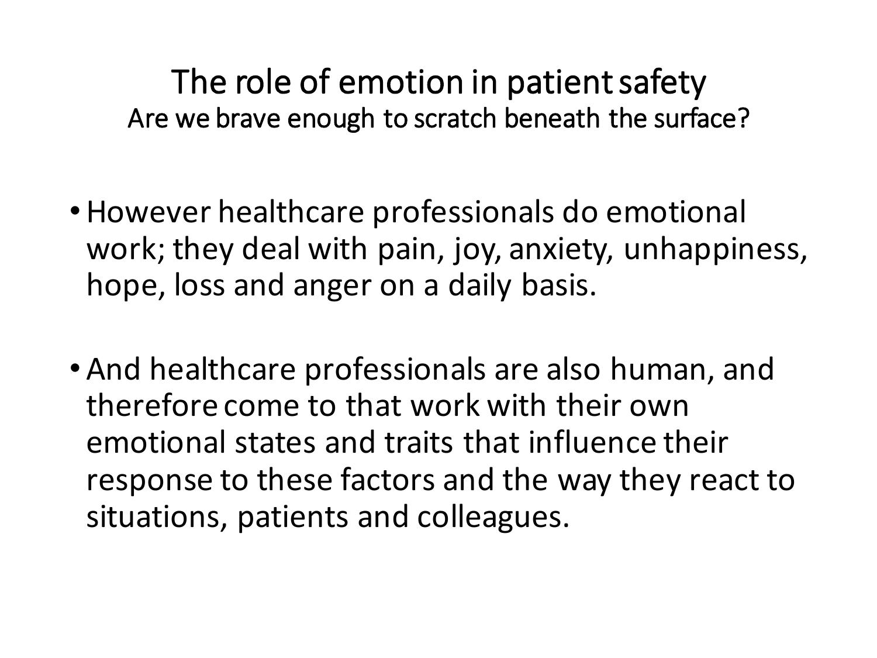# The role of emotion in patient safety

## Are we brave enough to scratch beneath the surface?

- However healthcare professionals do emotional work; they deal with pain, joy, anxiety, unhappiness, hope, loss and anger on a daily basis.
- And healthcare professionals are also human, and therefore come to that work with their own emotional states and traits that influence their response to these factors and the way they react to situations, patients and colleagues.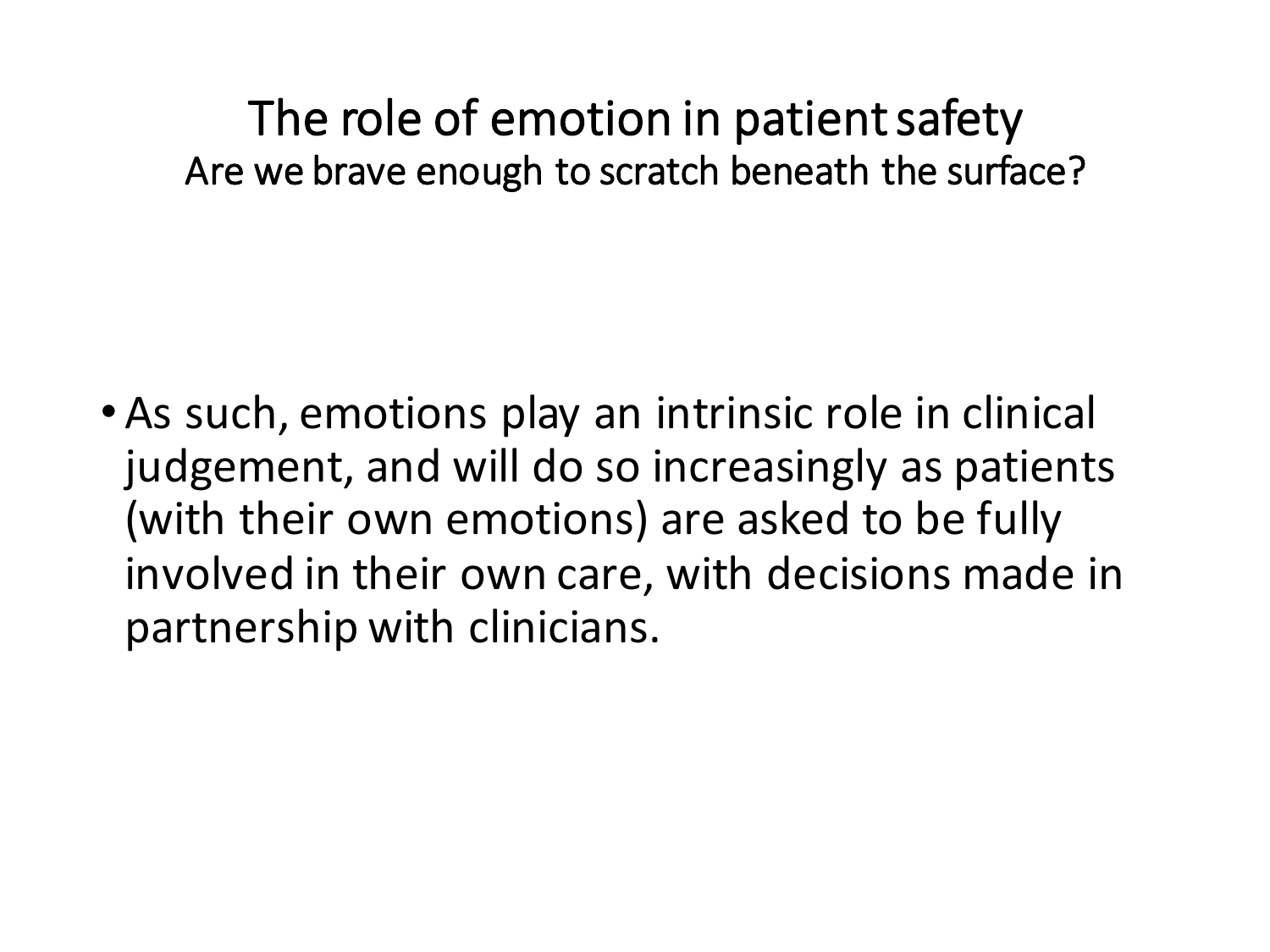# The role of emotion in patient safety

## Are we brave enough to scratch beneath the surface?

- As such, emotions play an intrinsic role in clinical judgement, and will do so increasingly as patients (with their own emotions) are asked to be fully involved in their own care, with decisions made in partnership with clinicians.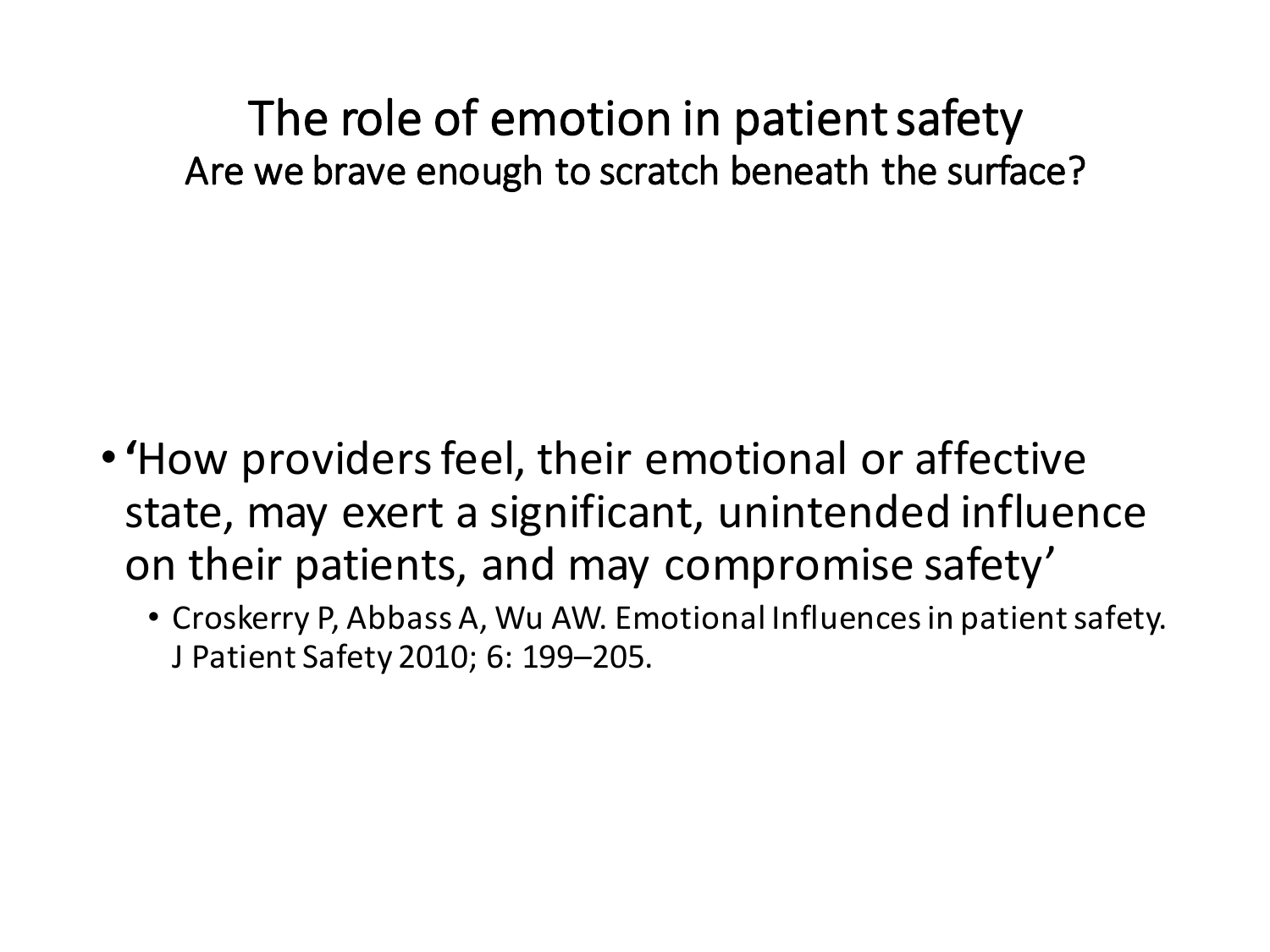# The role of emotion in patient safety

## Are we brave enough to scratch beneath the surface?

- **'**How providers feel, their emotional or affective state, may exert a significant, unintended influence on their patients, and may compromise safety'
  - Croskerry P, Abbass A, Wu AW. Emotional Influences in patient safety. J Patient Safety 2010; 6: 199–205.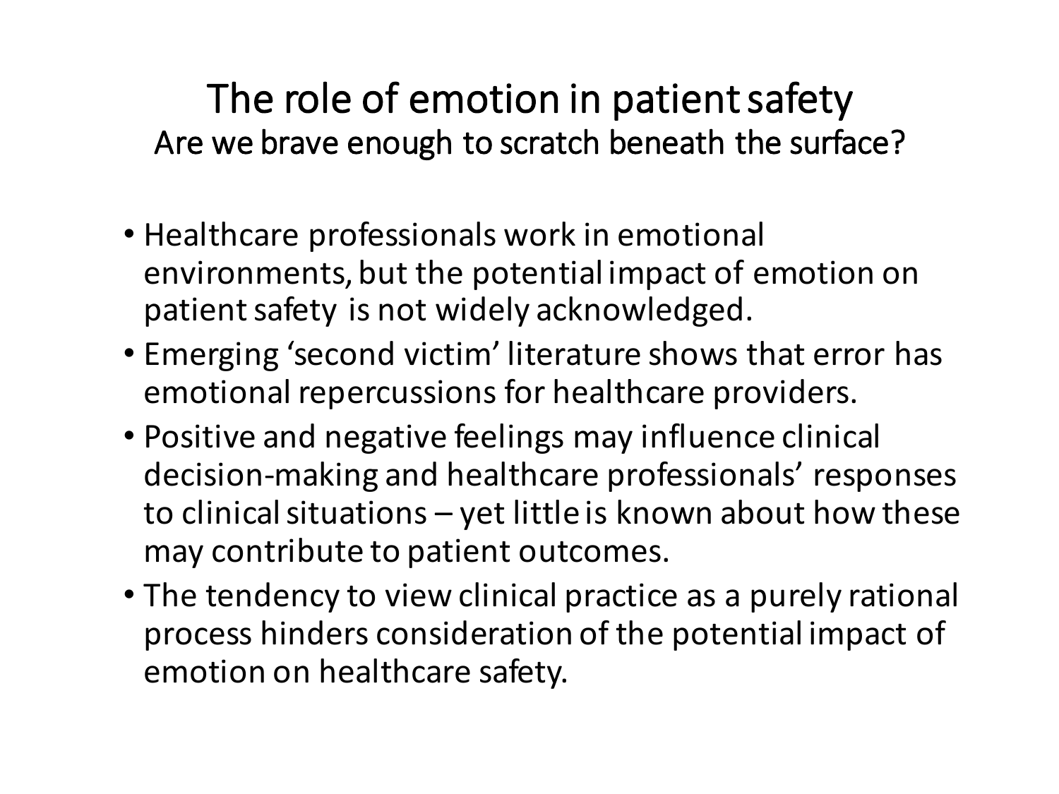# The role of emotion in patient safety

## Are we brave enough to scratch beneath the surface?

- Healthcare professionals work in emotional environments, but the potential impact of emotion on patient safety is not widely acknowledged.
- Emerging ‘second victim’ literature shows that error has emotional repercussions for healthcare providers.
- Positive and negative feelings may influence clinical decision-making and healthcare professionals’ responses to clinical situations – yet little is known about how these may contribute to patient outcomes.
- The tendency to view clinical practice as a purely rational process hinders consideration of the potential impact of emotion on healthcare safety.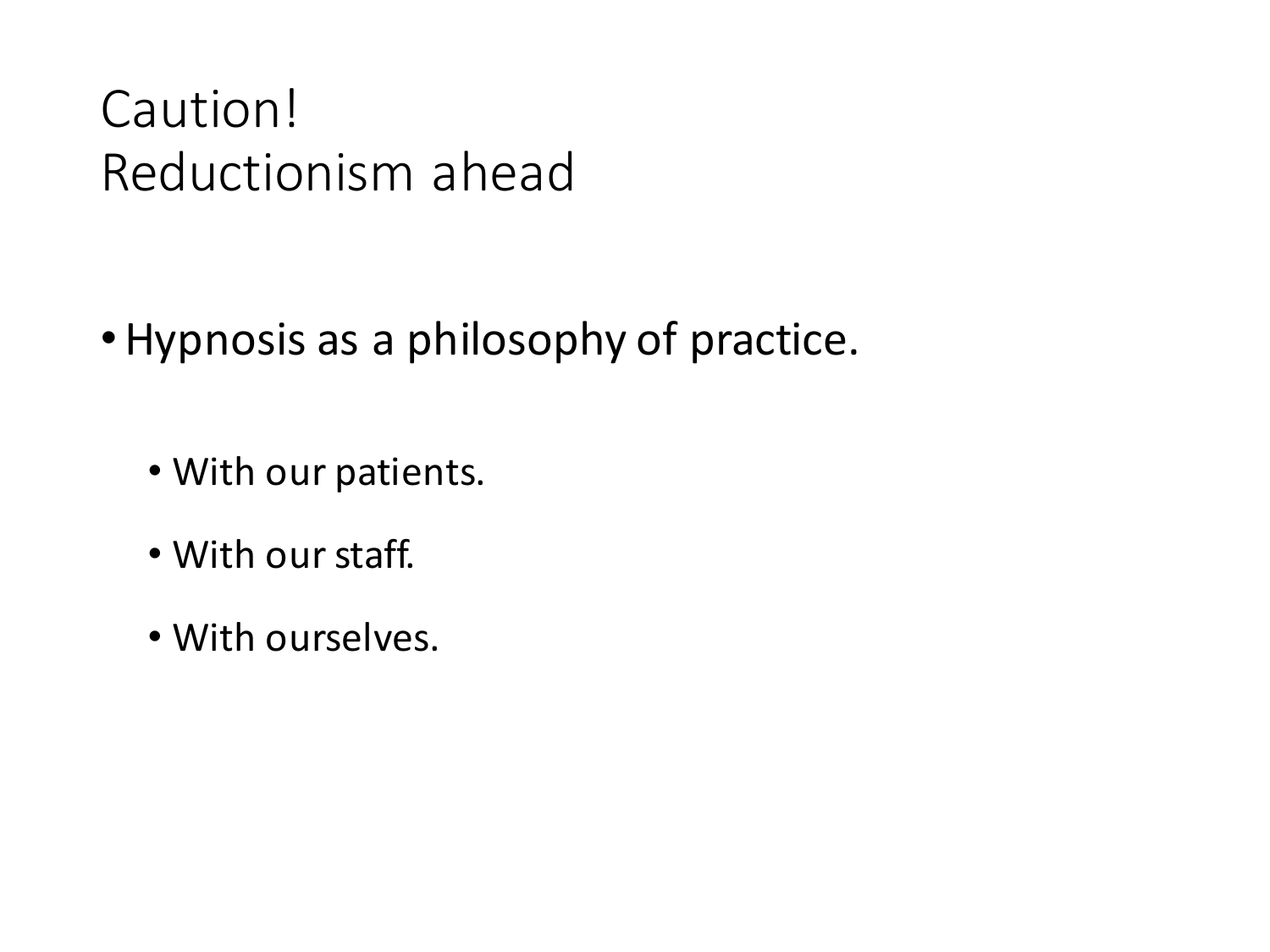# Caution!
# Reductionism ahead

- Hypnosis as a philosophy of practice.
  - With our patients.
  - With our staff.
  - With ourselves.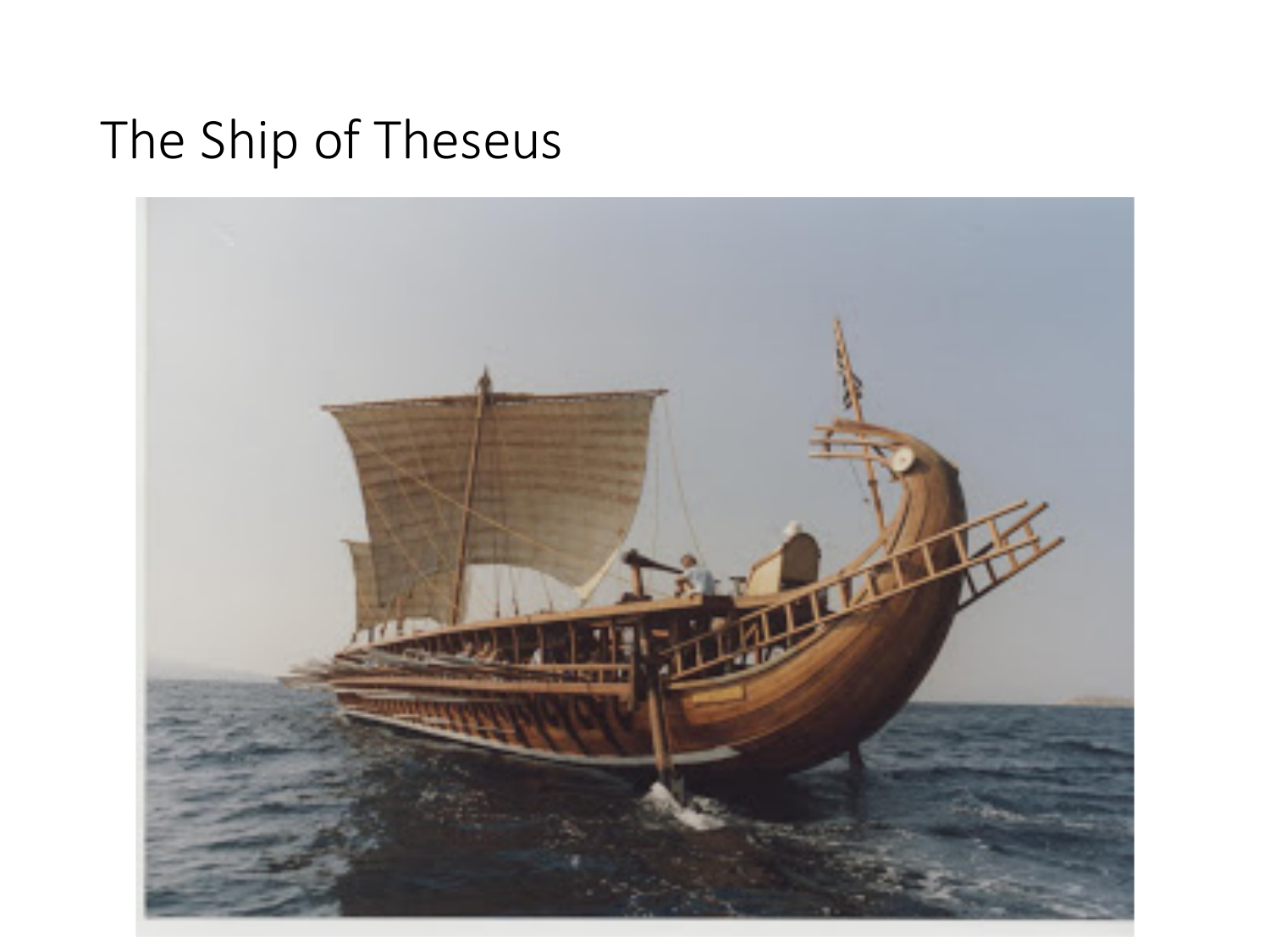# The Ship of Theseus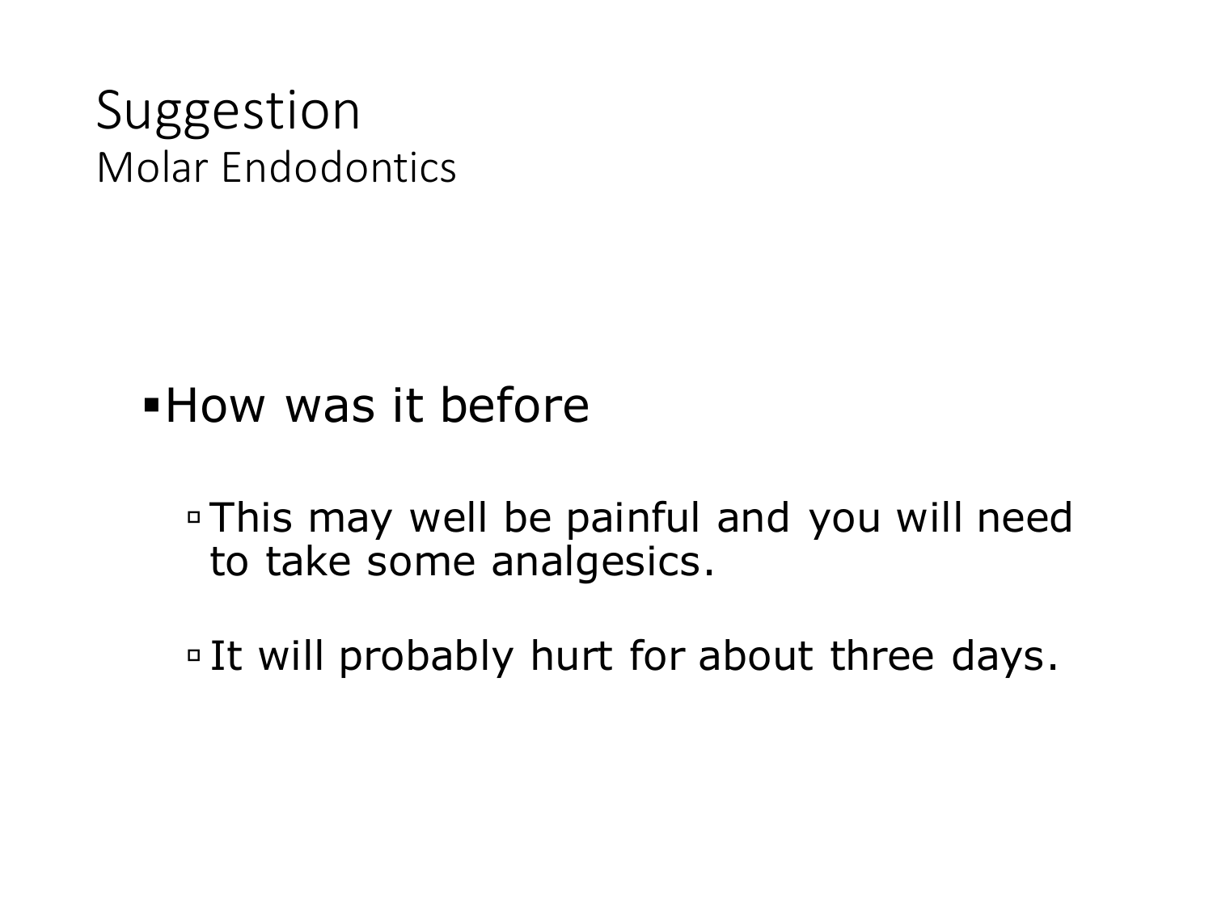# Suggestion
## Molar Endodontics

- How was it before
  - This may well be painful and you will need to take some analgesics.
  - It will probably hurt for about three days.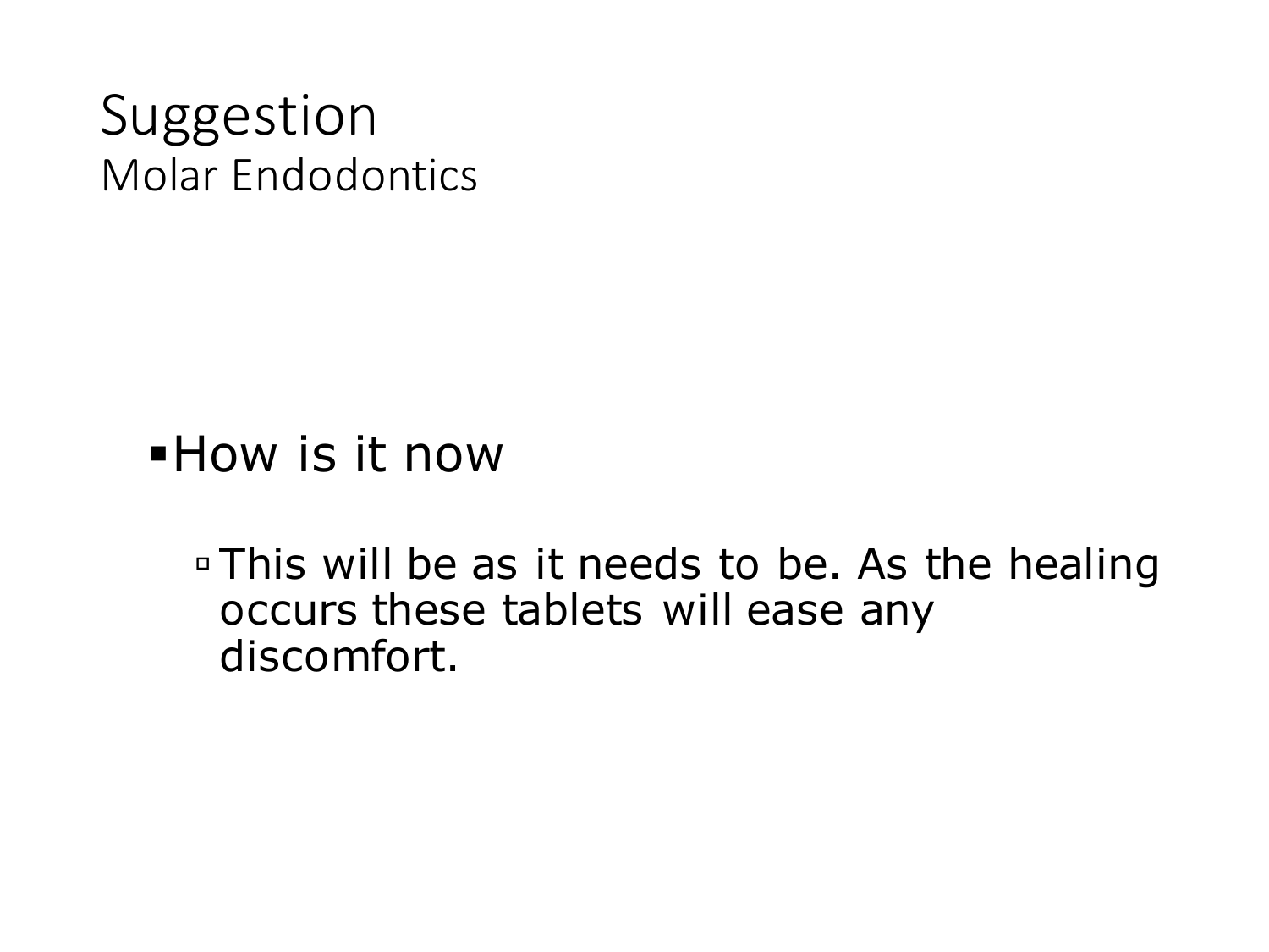# Suggestion

## Molar Endodontics

- How is it now
  - This will be as it needs to be. As the healing occurs these tablets will ease any discomfort.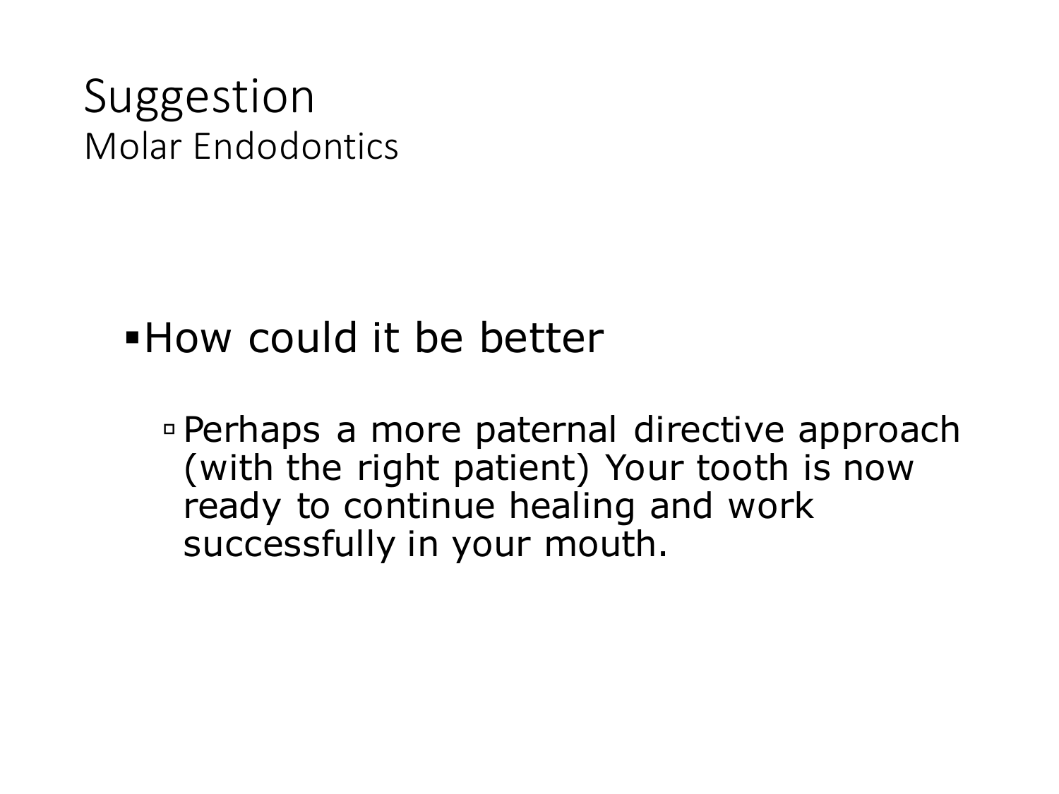# Suggestion
## Molar Endodontics

- How could it be better
  - Perhaps a more paternal directive approach (with the right patient) Your tooth is now ready to continue healing and work successfully in your mouth.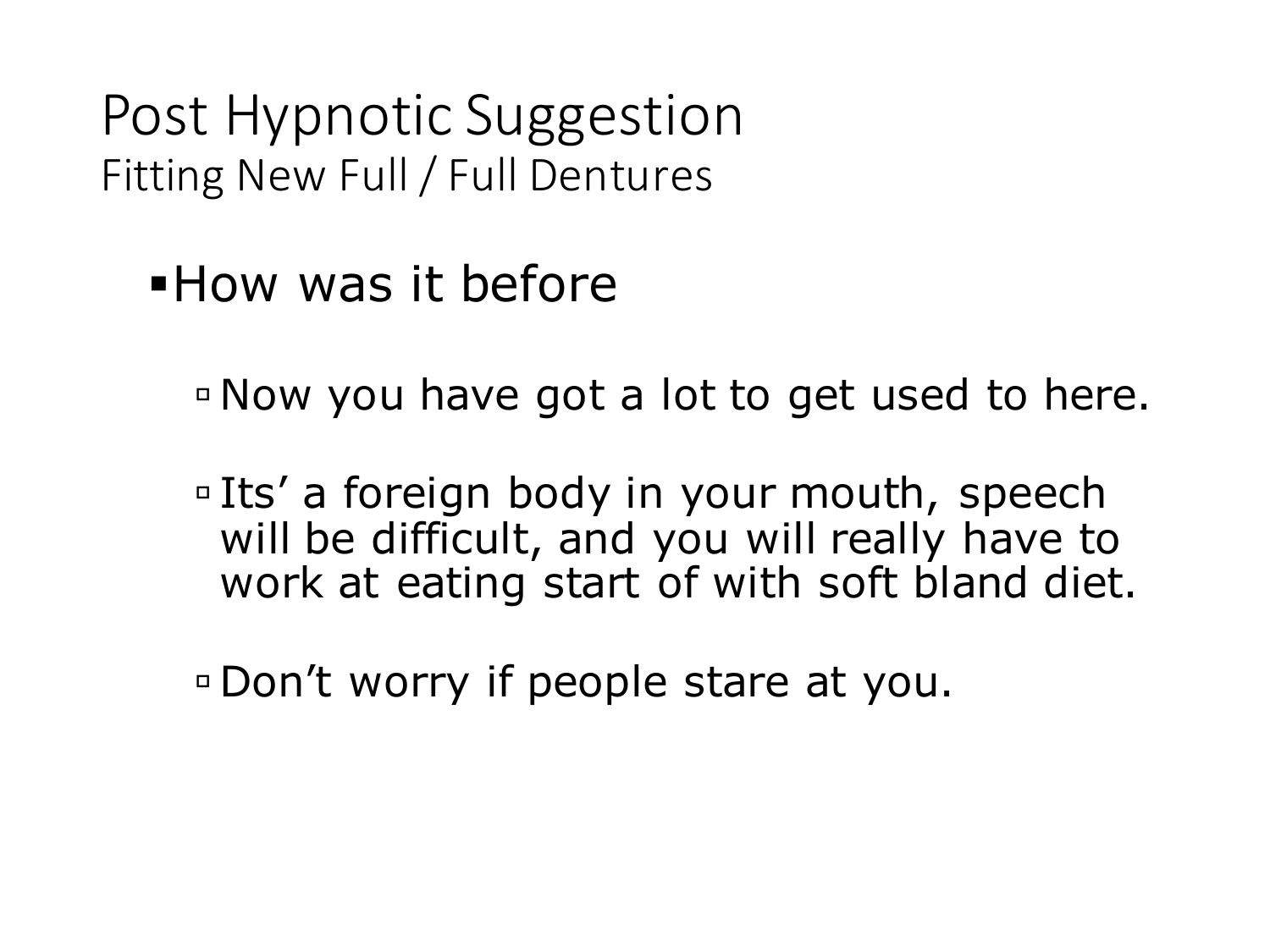# Post Hypnotic Suggestion

## Fitting New Full / Full Dentures

- How was it before
  - Now you have got a lot to get used to here.
  - Its' a foreign body in your mouth, speech will be difficult, and you will really have to work at eating start of with soft bland diet.
  - Don't worry if people stare at you.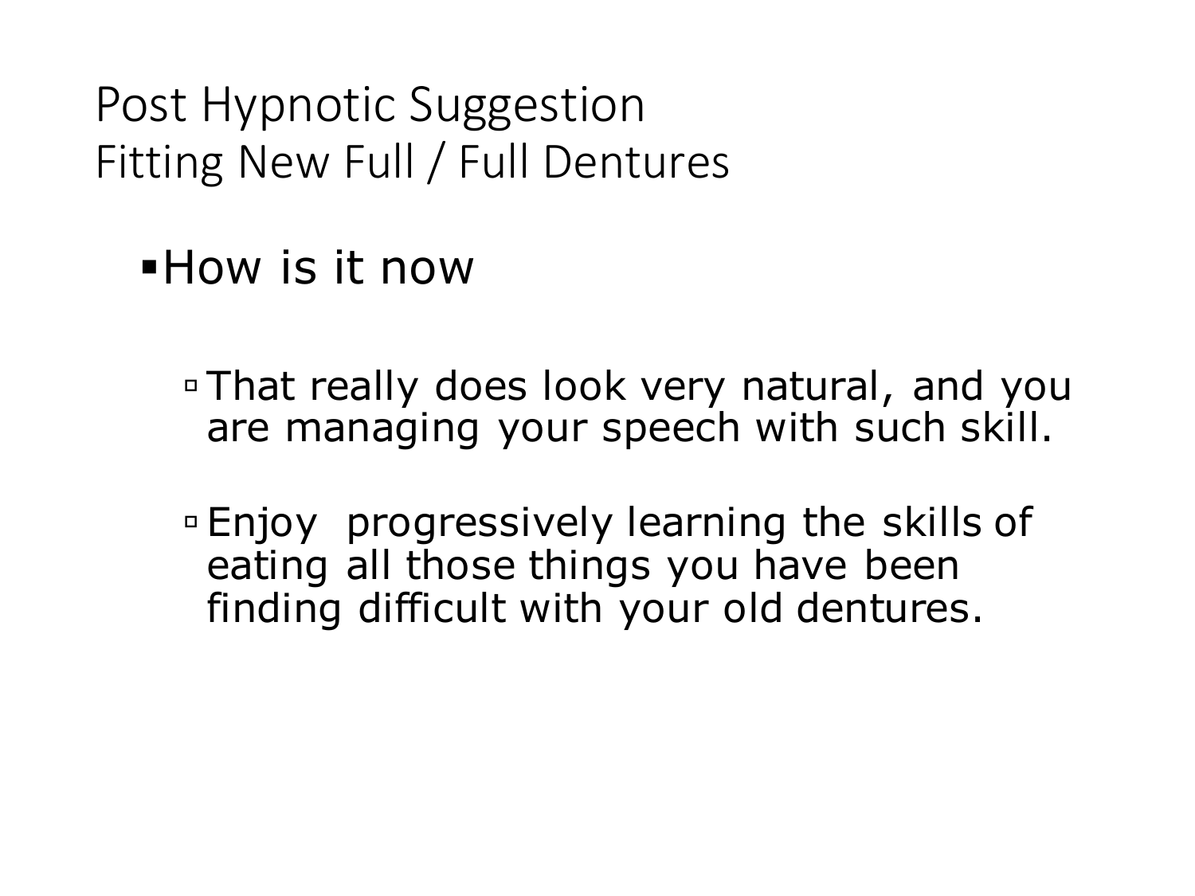# Post Hypnotic Suggestion
# Fitting New Full / Full Dentures

- How is it now
  - That really does look very natural, and you are managing your speech with such skill.
  - Enjoy progressively learning the skills of eating all those things you have been finding difficult with your old dentures.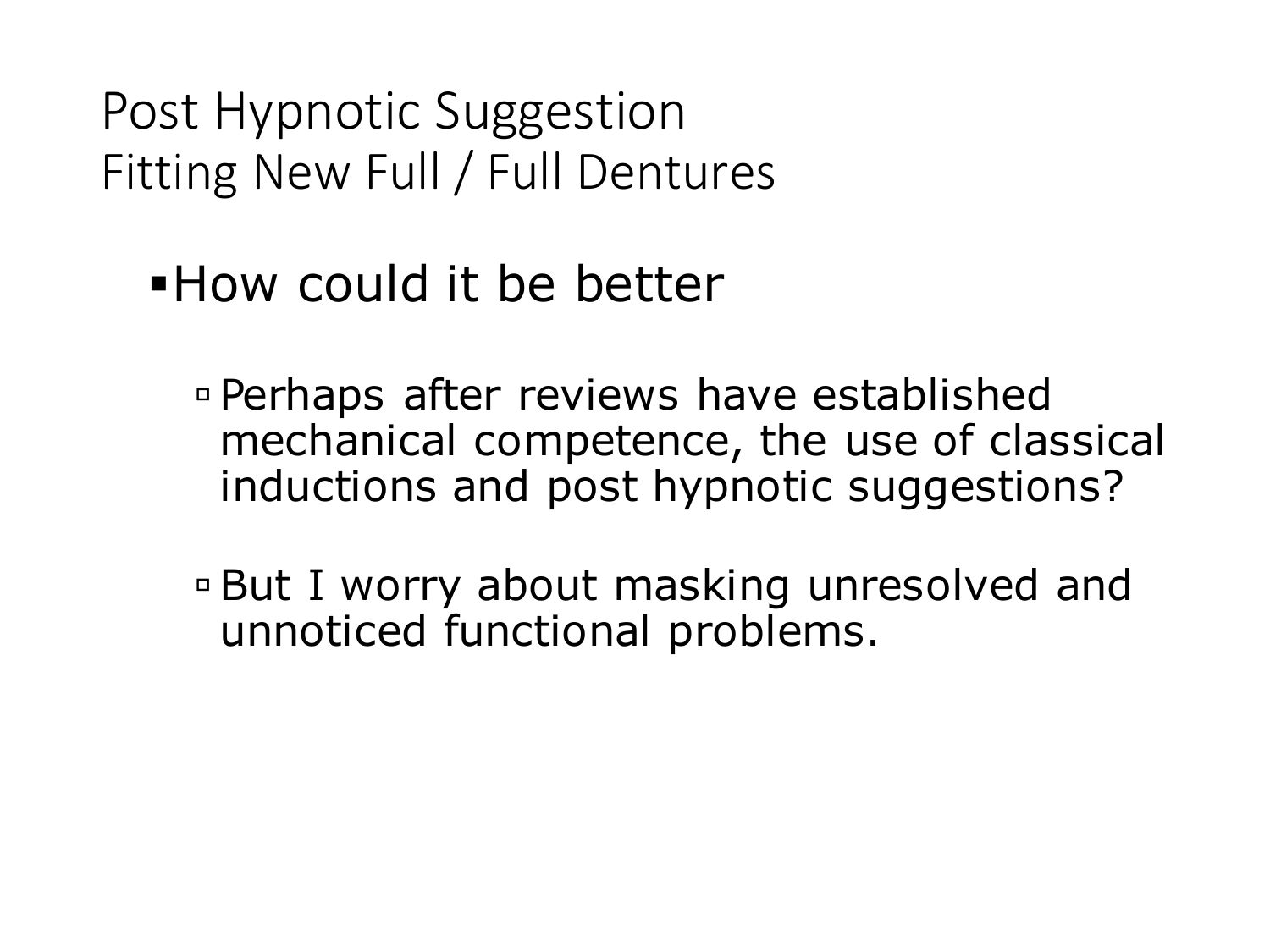# Post Hypnotic Suggestion
# Fitting New Full / Full Dentures

- How could it be better
  - Perhaps after reviews have established mechanical competence, the use of classical inductions and post hypnotic suggestions?
  - But I worry about masking unresolved and unnoticed functional problems.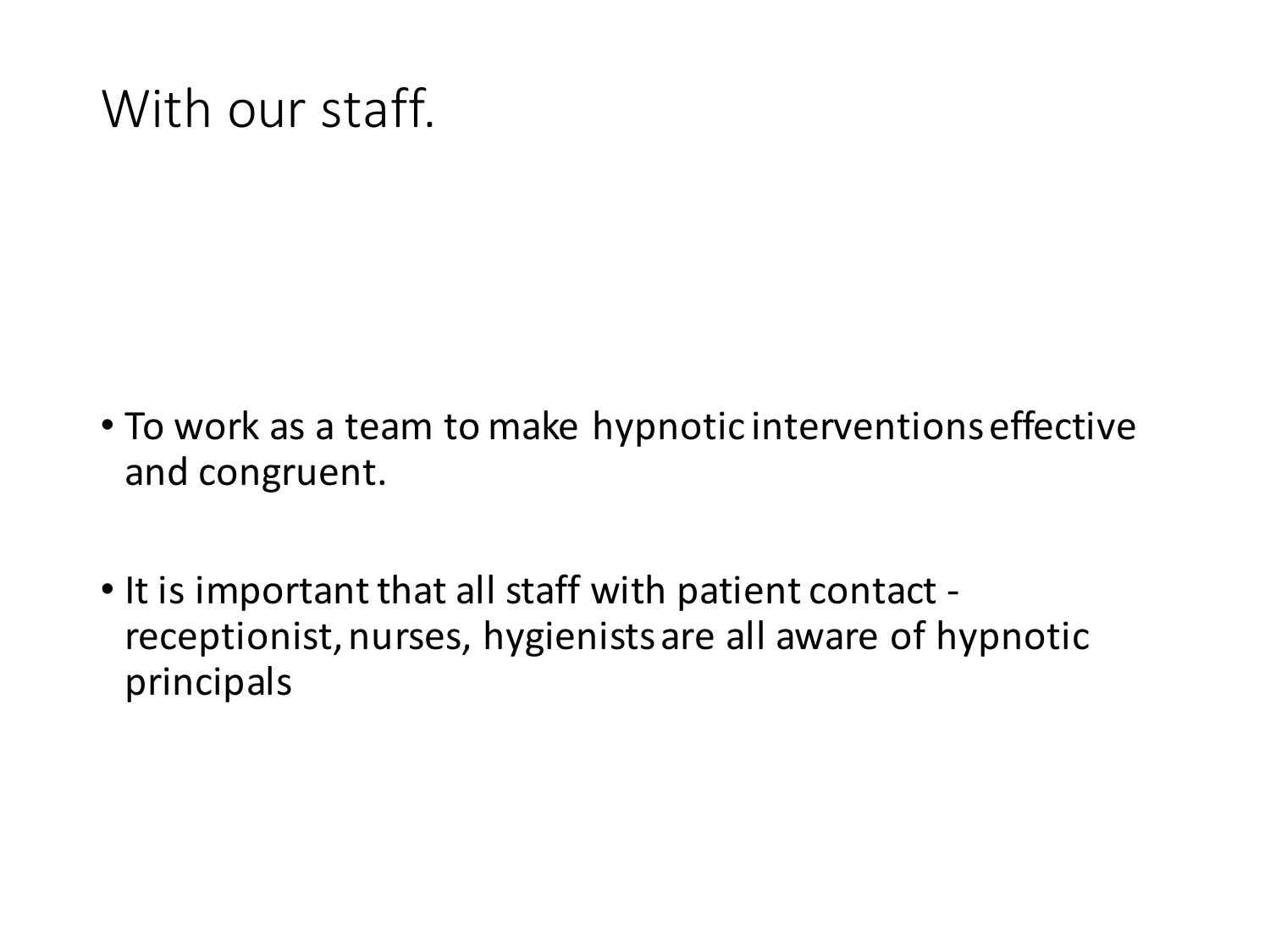# With our staff.

- To work as a team to make hypnotic interventions effective and congruent.

- It is important that all staff with patient contact - receptionist, nurses, hygienists are all aware of hypnotic principals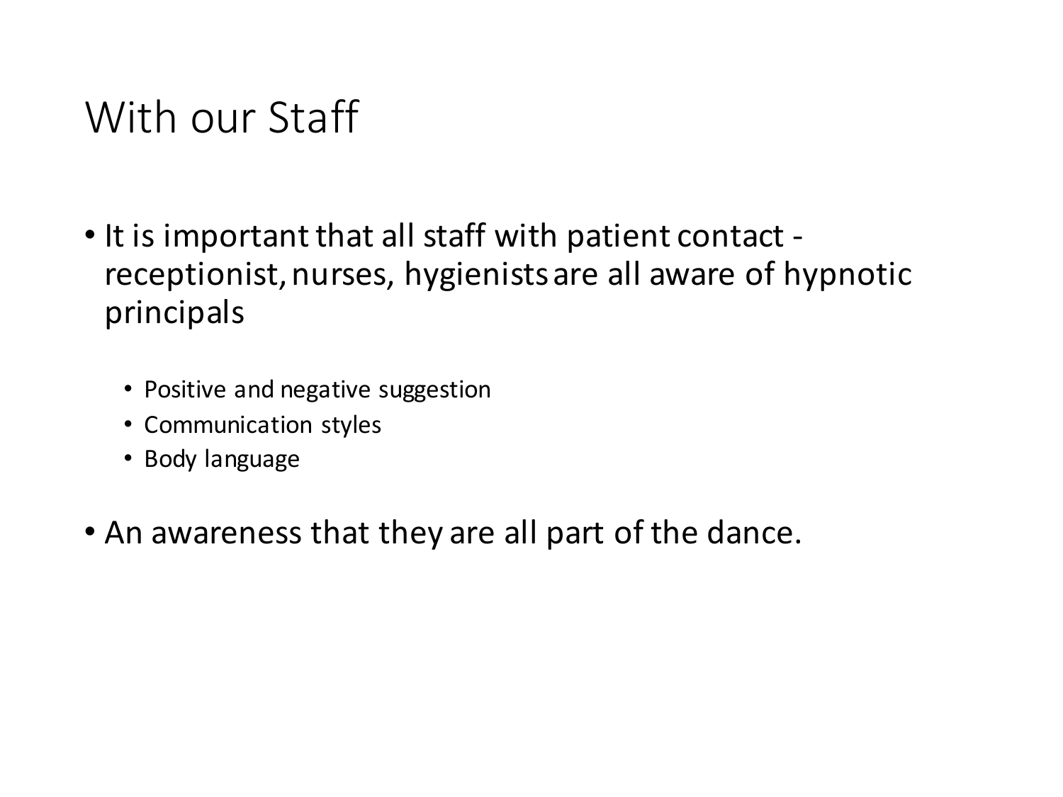# With our Staff

- It is important that all staff with patient contact - receptionist, nurses, hygienists are all aware of hypnotic principals
  - Positive and negative suggestion
  - Communication styles
  - Body language
- An awareness that they are all part of the dance.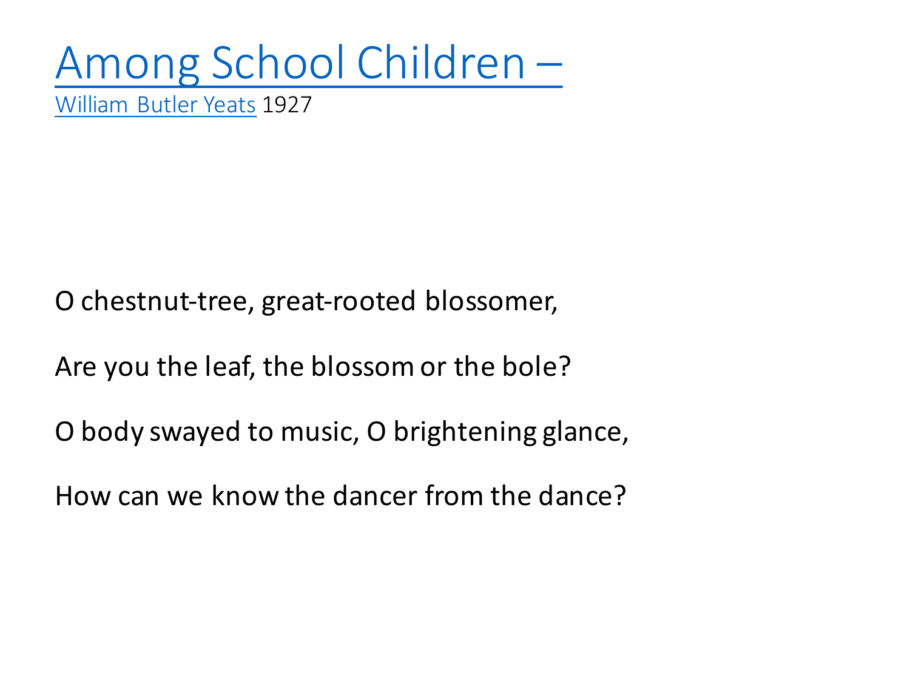# Among School Children –

William Butler Yeats 1927

O chestnut-tree, great-rooted blossomer,

Are you the leaf, the blossom or the bole?

O body swayed to music, O brightening glance,

How can we know the dancer from the dance?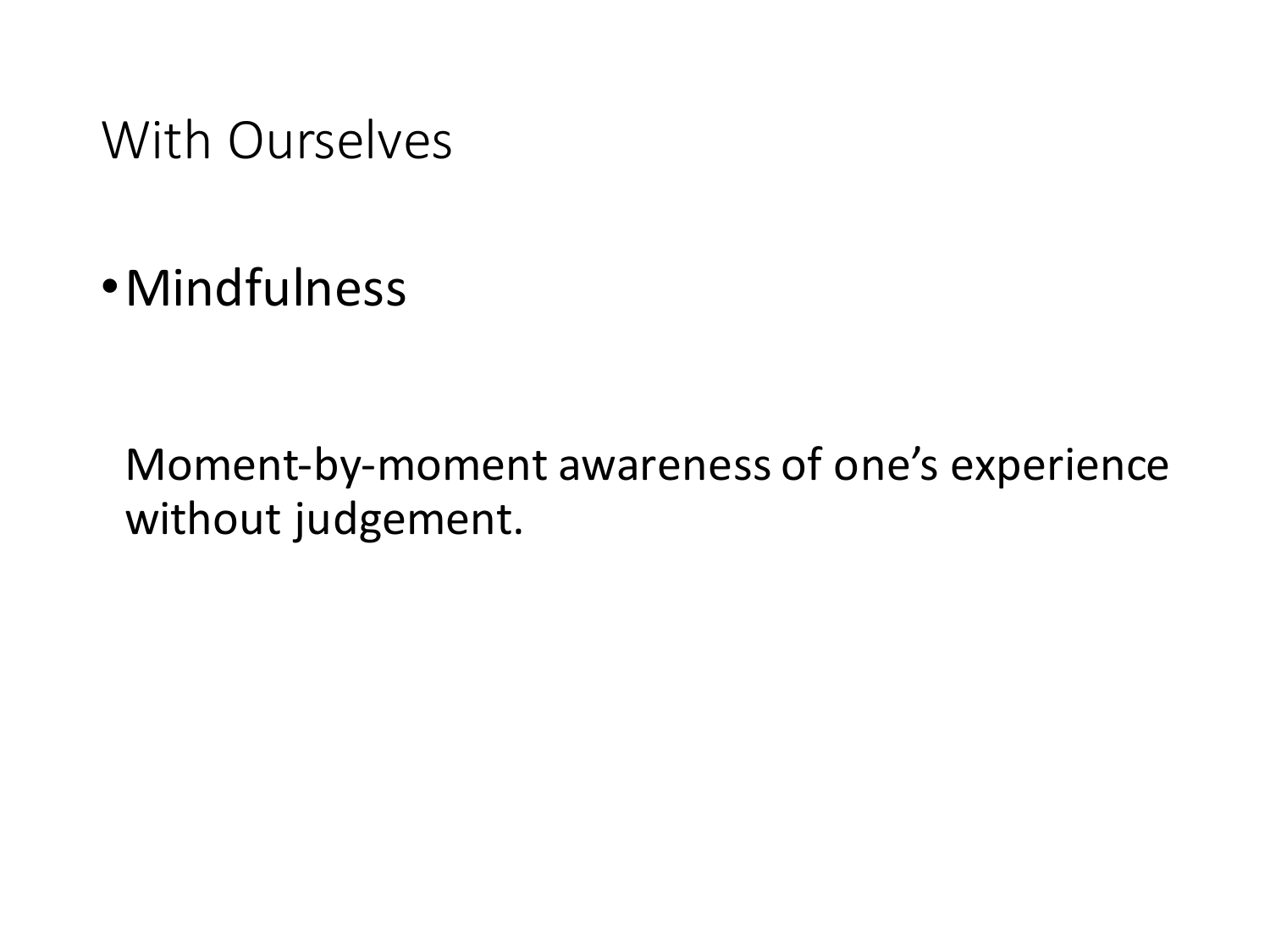# With Ourselves

- Mindfulness

  Moment-by-moment awareness of one's experience without judgement.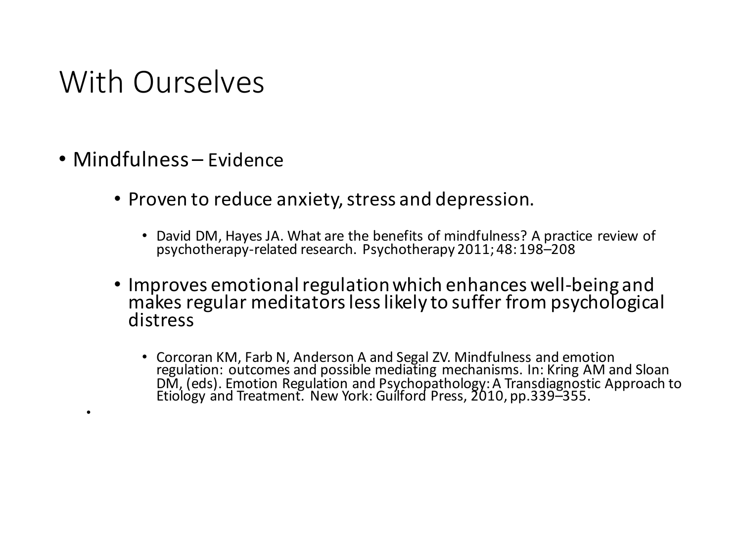# With Ourselves

- Mindfulness – Evidence
    - Proven to reduce anxiety, stress and depression.
        - David DM, Hayes JA. What are the benefits of mindfulness? A practice review of psychotherapy-related research. Psychotherapy 2011; 48: 198–208
    - Improves emotional regulation which enhances well-being and makes regular meditators less likely to suffer from psychological distress
        - Corcoran KM, Farb N, Anderson A and Segal ZV. Mindfulness and emotion regulation: outcomes and possible mediating mechanisms. In: Kring AM and Sloan DM, (eds). Emotion Regulation and Psychopathology: A Transdiagnostic Approach to Etiology and Treatment. New York: Guilford Press, 2010, pp.339–355.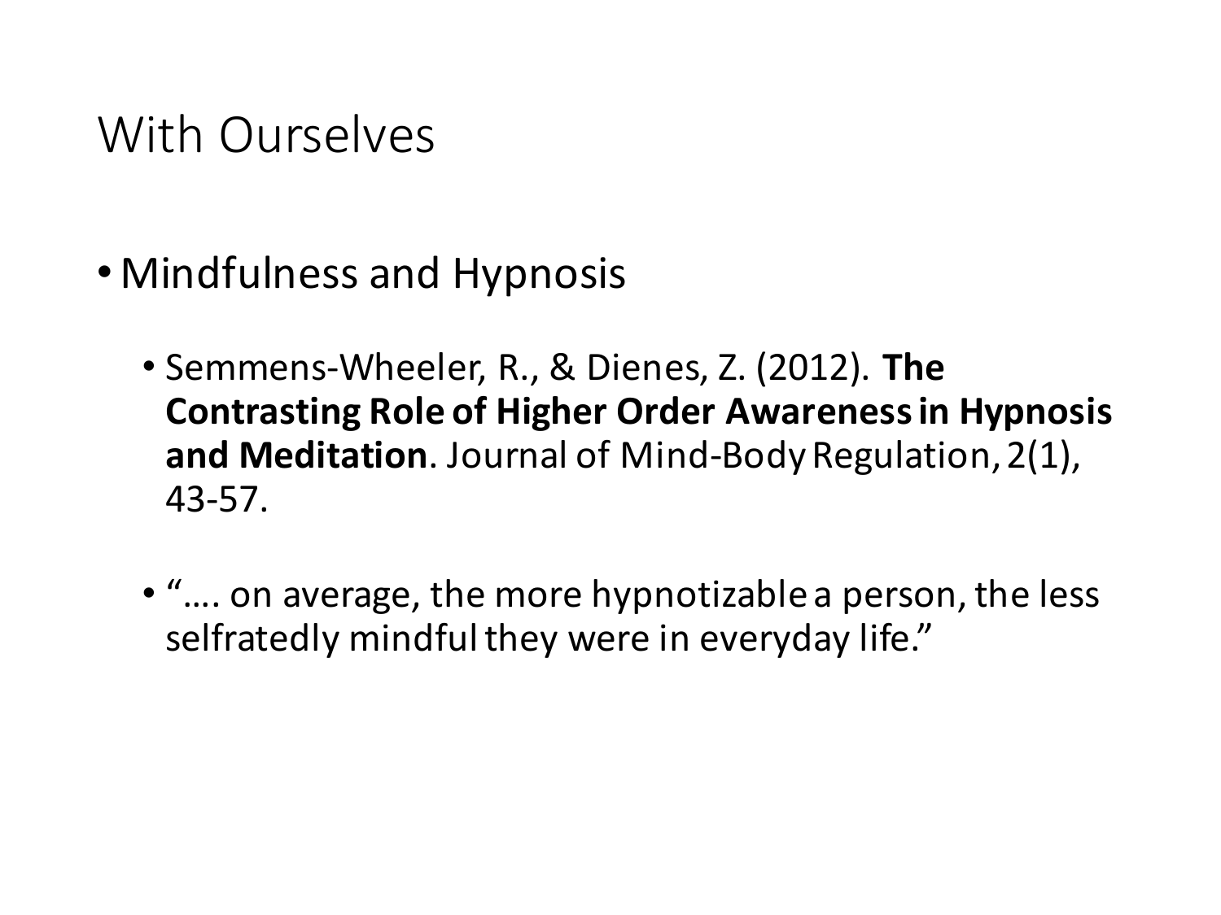# With Ourselves

- Mindfulness and Hypnosis
  - Semmens-Wheeler, R., & Dienes, Z. (2012). **The Contrasting Role of Higher Order Awareness in Hypnosis and Meditation**. Journal of Mind-Body Regulation, 2(1), 43-57.
  - "…. on average, the more hypnotizable a person, the less selfratedly mindful they were in everyday life."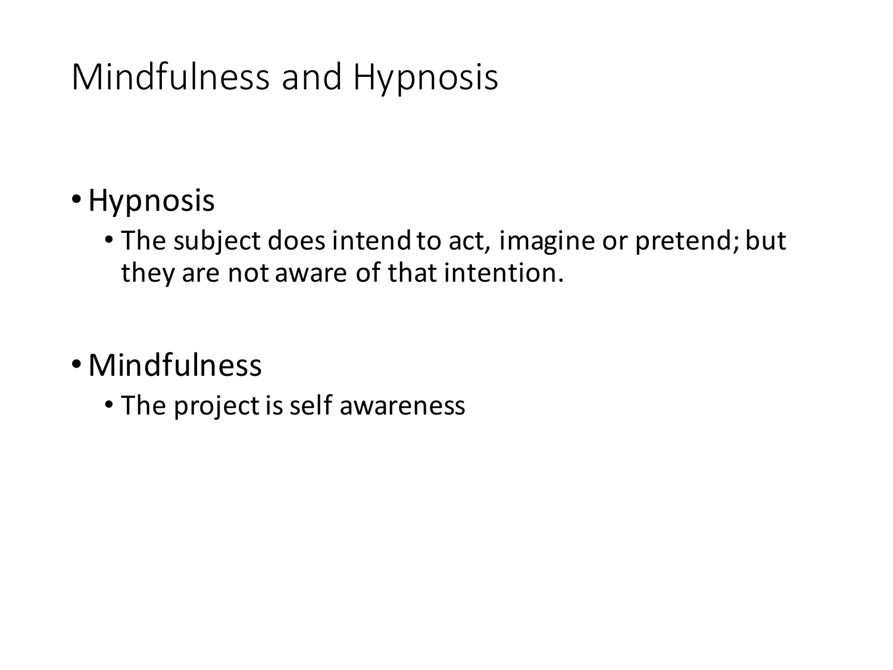# Mindfulness and Hypnosis

- Hypnosis
  - The subject does intend to act, imagine or pretend; but they are not aware of that intention.
- Mindfulness
  - The project is self awareness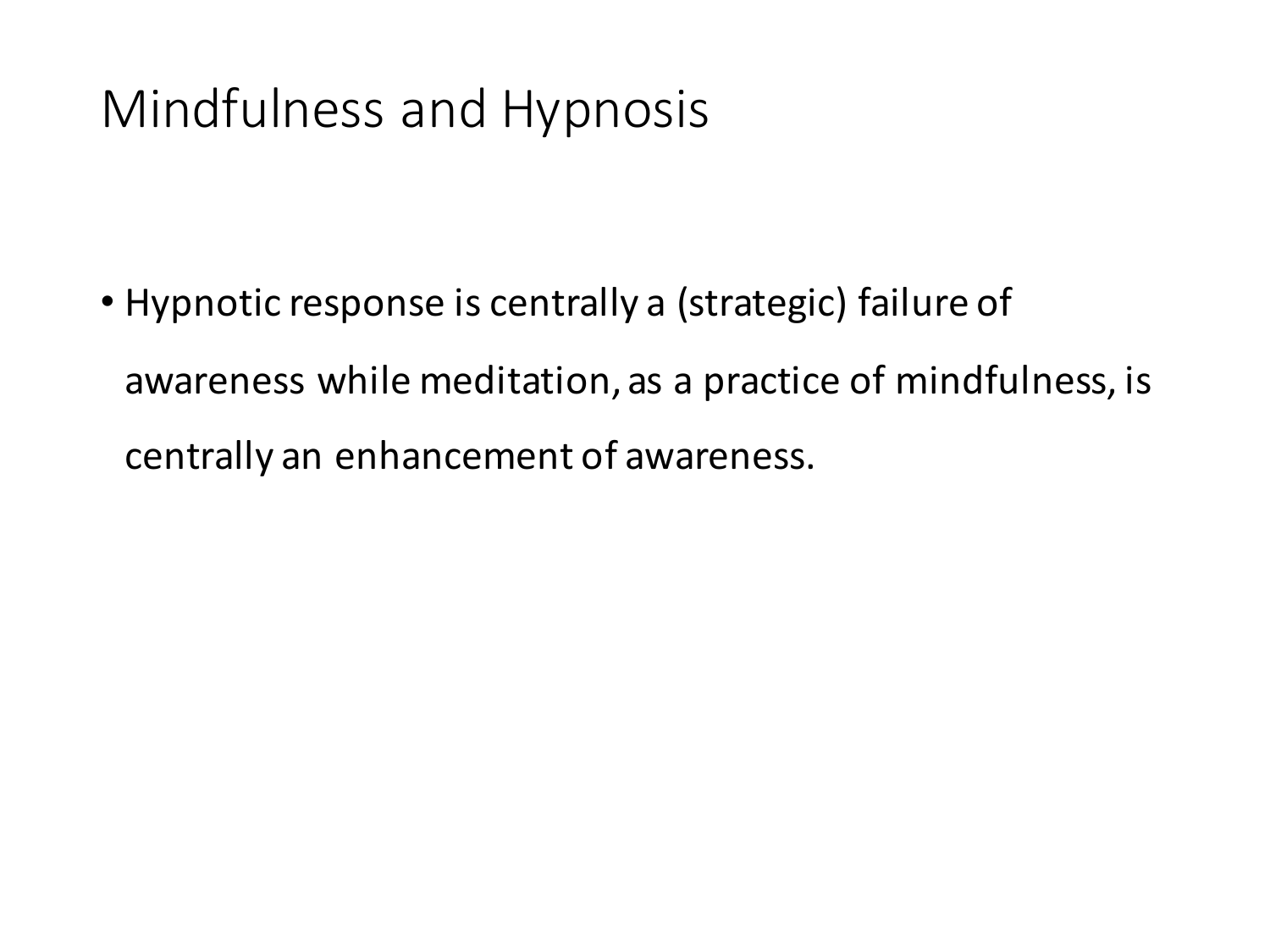# Mindfulness and Hypnosis

- Hypnotic response is centrally a (strategic) failure of awareness while meditation, as a practice of mindfulness, is centrally an enhancement of awareness.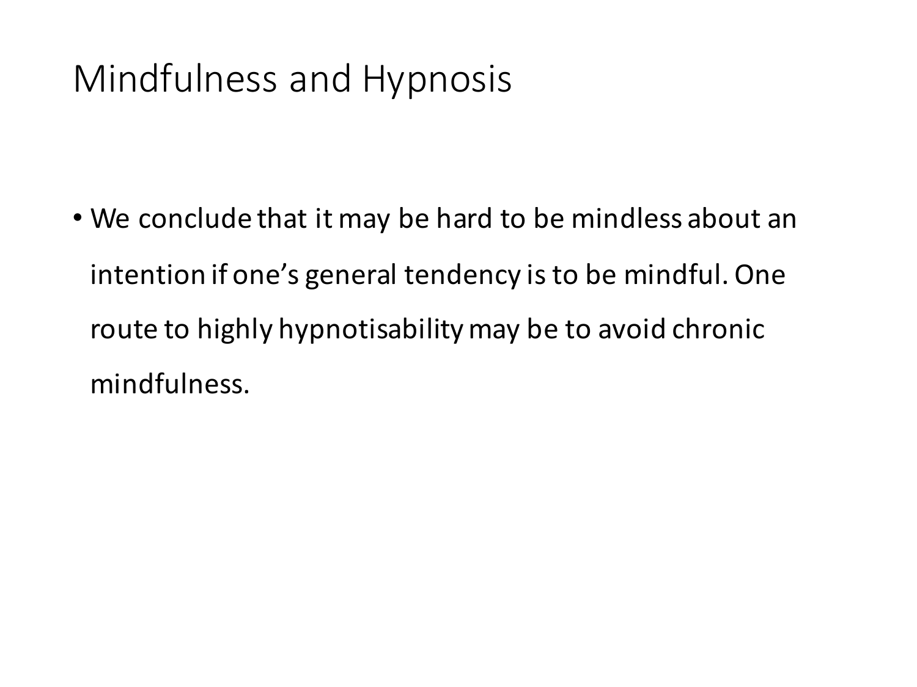# Mindfulness and Hypnosis

- We conclude that it may be hard to be mindless about an intention if one's general tendency is to be mindful. One route to highly hypnotisability may be to avoid chronic mindfulness.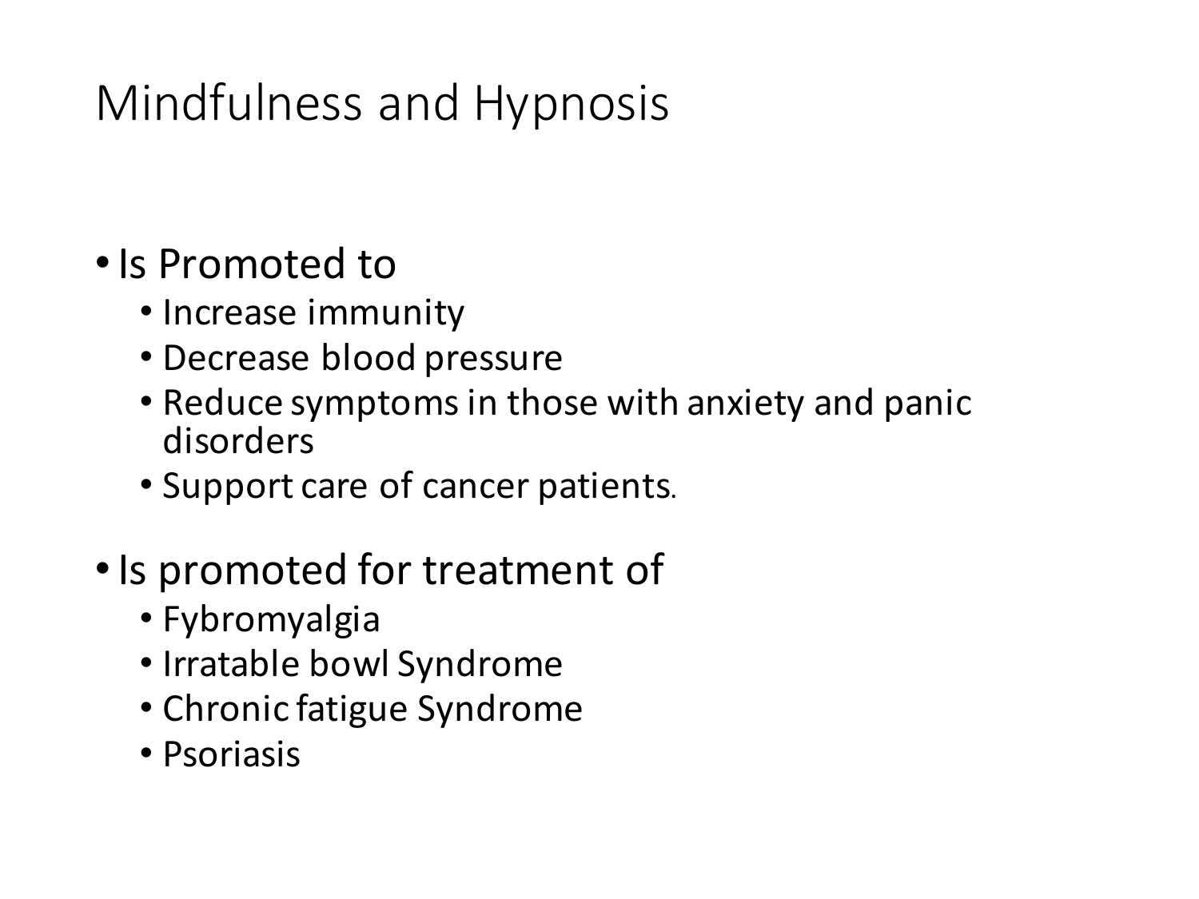# Mindfulness and Hypnosis

- Is Promoted to
  - Increase immunity
  - Decrease blood pressure
  - Reduce symptoms in those with anxiety and panic disorders
  - Support care of cancer patients.
- Is promoted for treatment of
  - Fybromyalgia
  - Irratable bowl Syndrome
  - Chronic fatigue Syndrome
  - Psoriasis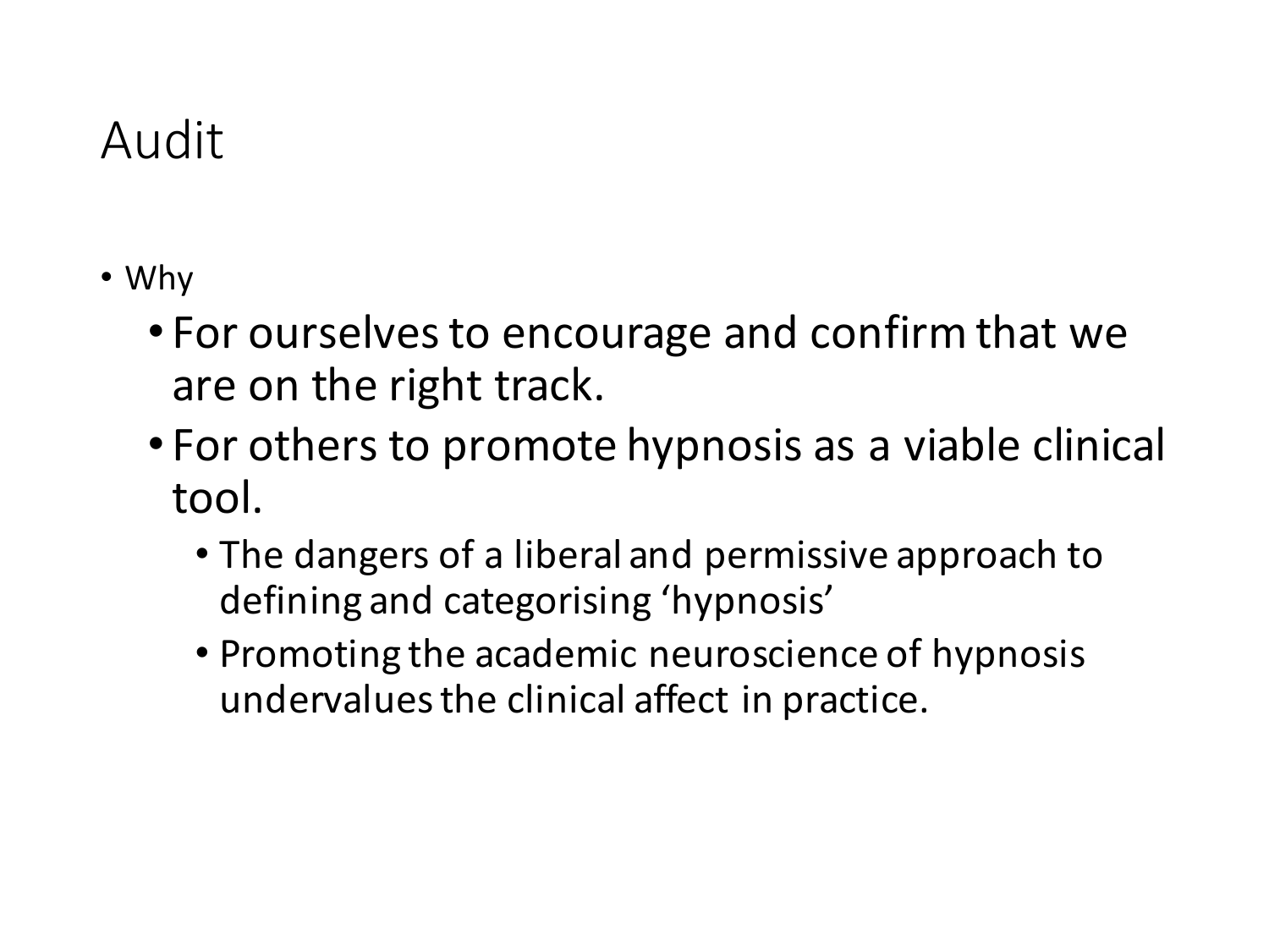# Audit

- Why
  - For ourselves to encourage and confirm that we are on the right track.
  - For others to promote hypnosis as a viable clinical tool.
    - The dangers of a liberal and permissive approach to defining and categorising ‘hypnosis’
    - Promoting the academic neuroscience of hypnosis undervalues the clinical affect in practice.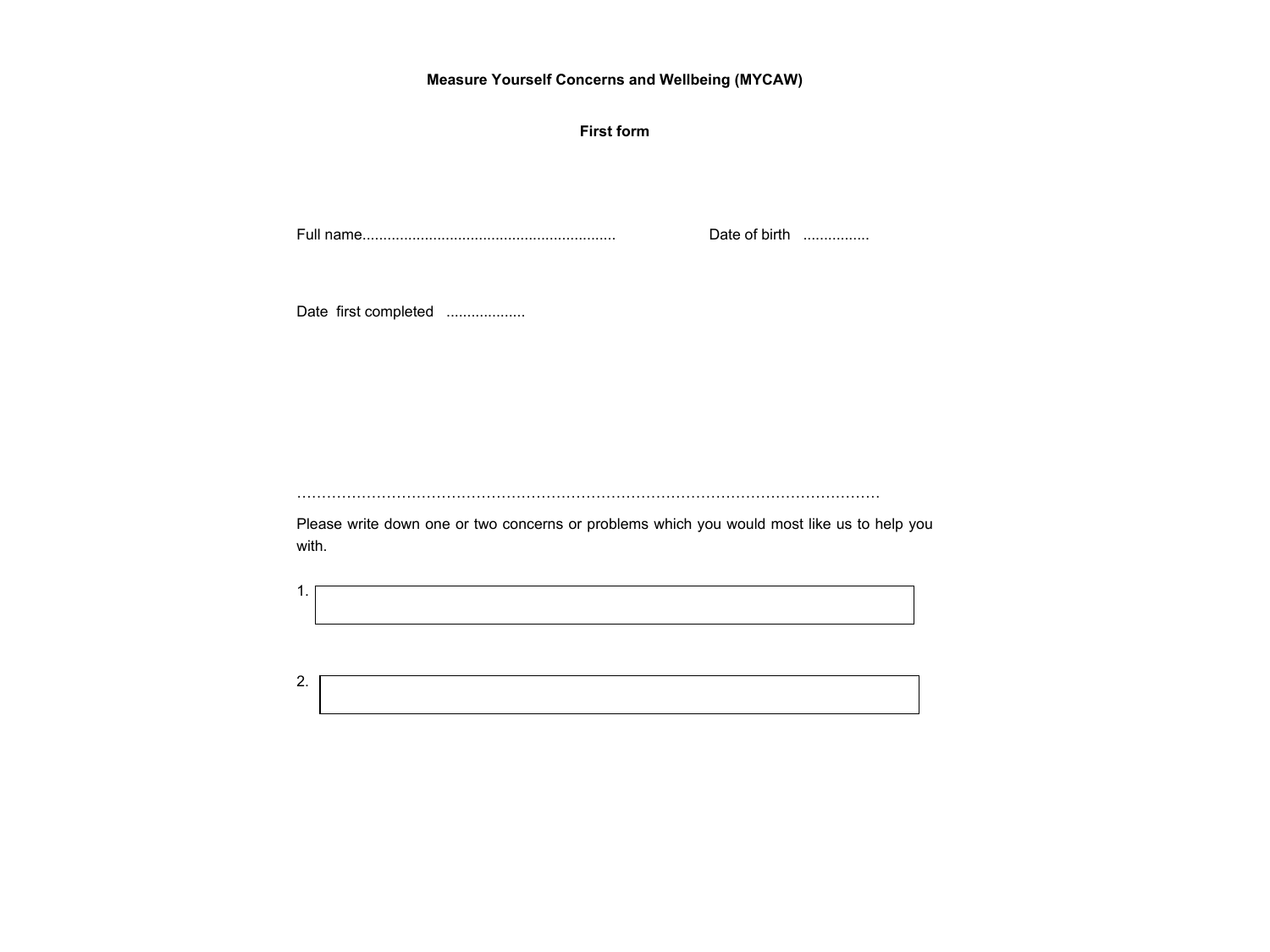**Measure Yourself Concerns and Wellbeing (MYCAW)**

**First form**

Full name............................................................ Date of birth ................

Date first completed ..................

……………………………………………………………………………………………………………

Please write down one or two concerns or problems which you would most like us to help you with.

1. 

2.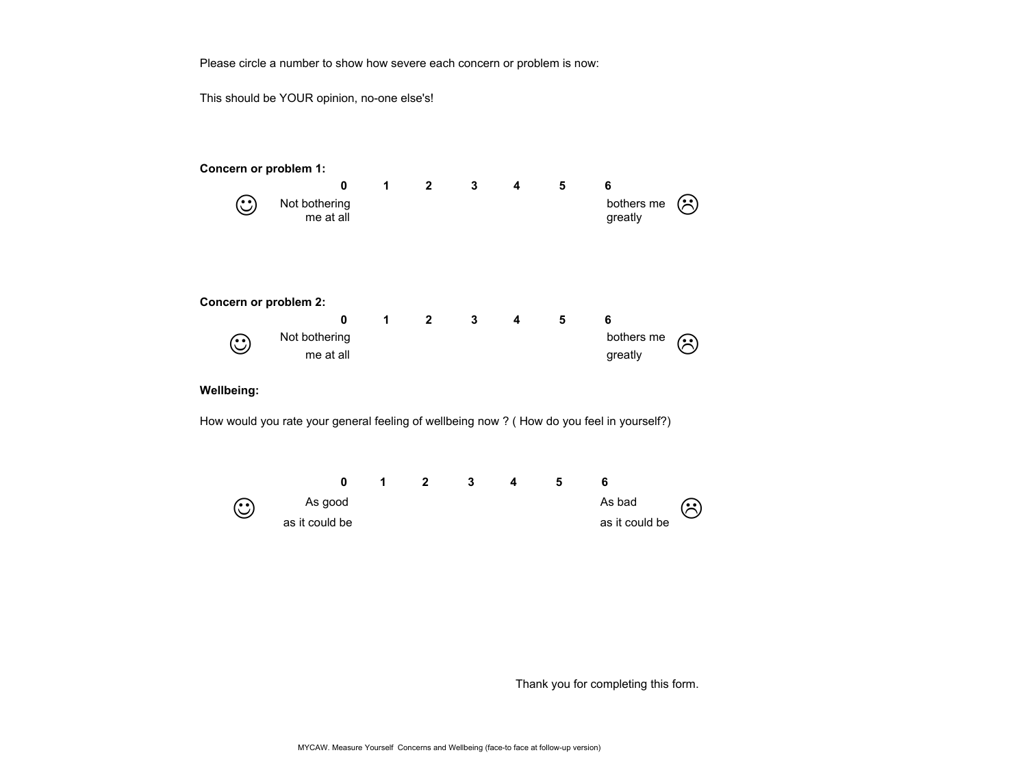Please circle a number to show how severe each concern or problem is now:

This should be YOUR opinion, no-one else's!

**Concern or problem 1:**

| | 0 | 1 | 2 | 3 | 4 | 5 | 6 | |
|---|---|---|---|---|---|---|---|---|
| ☺ | Not bothering me at all | | | | | | bothers me greatly | ☹ |

**Concern or problem 2:**

| | 0 | 1 | 2 | 3 | 4 | 5 | 6 | |
|---|---|---|---|---|---|---|---|---|
| ☺ | Not bothering me at all | | | | | | bothers me greatly | ☹ |

**Wellbeing:**

How would you rate your general feeling of wellbeing now ? ( How do you feel in yourself?)

| | 0 | 1 | 2 | 3 | 4 | 5 | 6 | |
|---|---|---|---|---|---|---|---|---|
| ☺ | As good as it could be | | | | | | As bad as it could be | ☹ |

Thank you for completing this form.

MYCAW. Measure Yourself Concerns and Wellbeing (face-to face at follow-up version)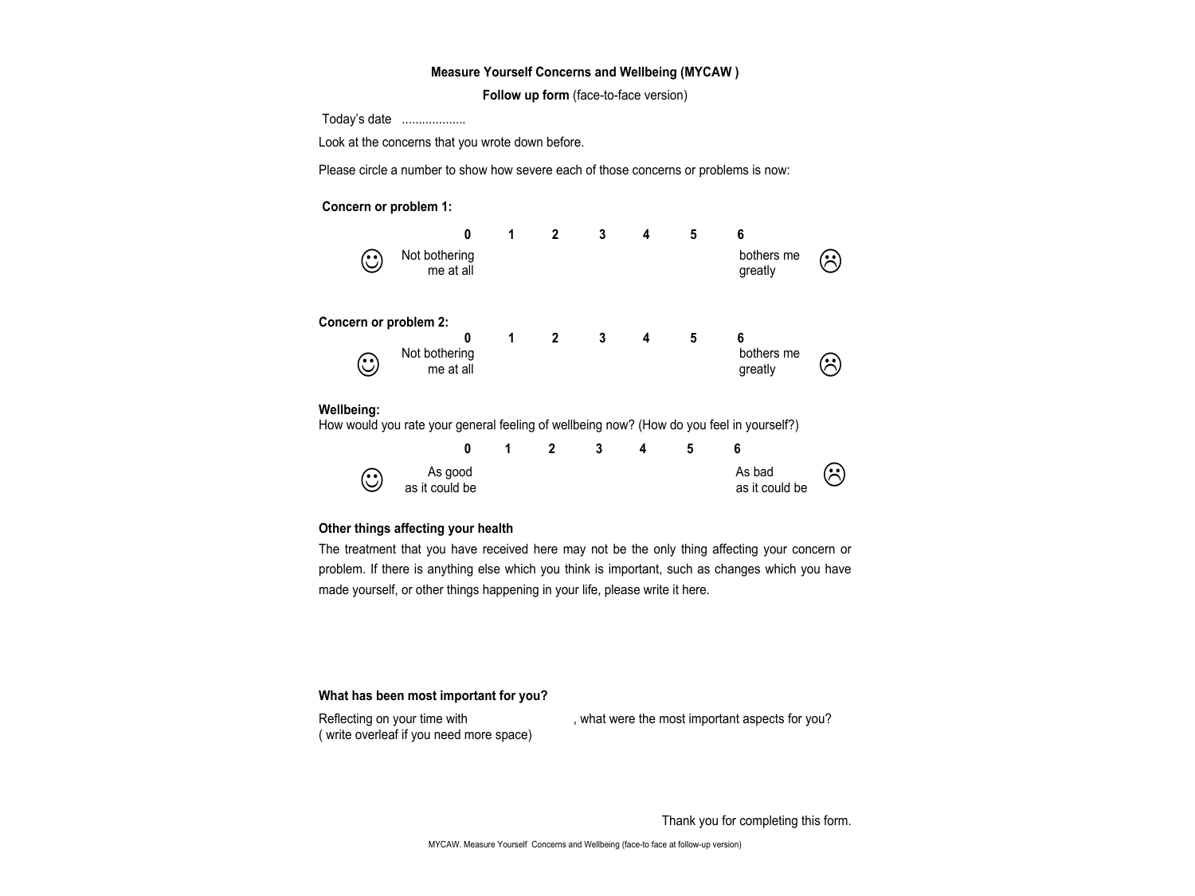**Measure Yourself Concerns and Wellbeing (MYCAW )**

**Follow up form** (face-to-face version)

Today's date ..................

Look at the concerns that you wrote down before.

Please circle a number to show how severe each of those concerns or problems is now:

**Concern or problem 1:**

| | **0** | **1** | **2** | **3** | **4** | **5** | **6** | |
|---|---|---|---|---|---|---|---|---|
| ☺ Not bothering me at all | | | | | | | | bothers me greatly ☹ |

**Concern or problem 2:**

| | **0** | **1** | **2** | **3** | **4** | **5** | **6** | |
|---|---|---|---|---|---|---|---|---|
| ☺ Not bothering me at all | | | | | | | | bothers me greatly ☹ |

**Wellbeing:**

How would you rate your general feeling of wellbeing now? (How do you feel in yourself?)

| | **0** | **1** | **2** | **3** | **4** | **5** | **6** | |
|---|---|---|---|---|---|---|---|---|
| ☺ As good as it could be | | | | | | | | As bad as it could be ☹ |

**Other things affecting your health**

The treatment that you have received here may not be the only thing affecting your concern or problem. If there is anything else which you think is important, such as changes which you have made yourself, or other things happening in your life, please write it here.

**What has been most important for you?**

Reflecting on your time with , what were the most important aspects for you?
( write overleaf if you need more space)

Thank you for completing this form.

MYCAW. Measure Yourself Concerns and Wellbeing (face-to face at follow-up version)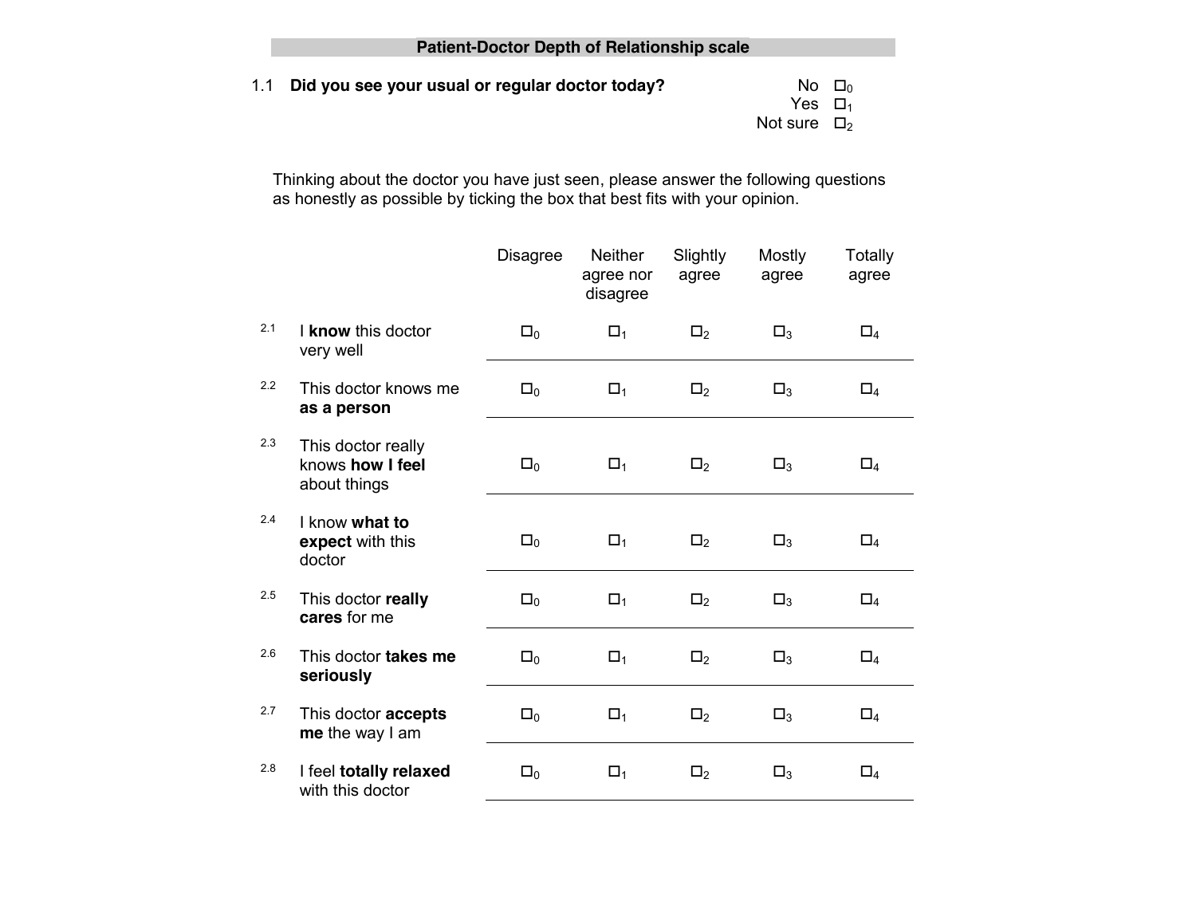## Patient-Doctor Depth of Relationship scale

1.1 **Did you see your usual or regular doctor today?**

| | |
|---|---|
| No | ☐$_0$ |
| Yes | ☐$_1$ |
| Not sure | ☐$_2$ |

Thinking about the doctor you have just seen, please answer the following questions as honestly as possible by ticking the box that best fits with your opinion.

| | | Disagree | Neither agree nor disagree | Slightly agree | Mostly agree | Totally agree |
|---|---|---|---|---|---|---|
| 2.1 | I **know** this doctor very well | ☐$_0$ | ☐$_1$ | ☐$_2$ | ☐$_3$ | ☐$_4$ |
| 2.2 | This doctor knows me **as a person** | ☐$_0$ | ☐$_1$ | ☐$_2$ | ☐$_3$ | ☐$_4$ |
| 2.3 | This doctor really knows **how I feel** about things | ☐$_0$ | ☐$_1$ | ☐$_2$ | ☐$_3$ | ☐$_4$ |
| 2.4 | I know **what to expect** with this doctor | ☐$_0$ | ☐$_1$ | ☐$_2$ | ☐$_3$ | ☐$_4$ |
| 2.5 | This doctor **really cares** for me | ☐$_0$ | ☐$_1$ | ☐$_2$ | ☐$_3$ | ☐$_4$ |
| 2.6 | This doctor **takes me seriously** | ☐$_0$ | ☐$_1$ | ☐$_2$ | ☐$_3$ | ☐$_4$ |
| 2.7 | This doctor **accepts me** the way I am | ☐$_0$ | ☐$_1$ | ☐$_2$ | ☐$_3$ | ☐$_4$ |
| 2.8 | I feel **totally relaxed** with this doctor | ☐$_0$ | ☐$_1$ | ☐$_2$ | ☐$_3$ | ☐$_4$ |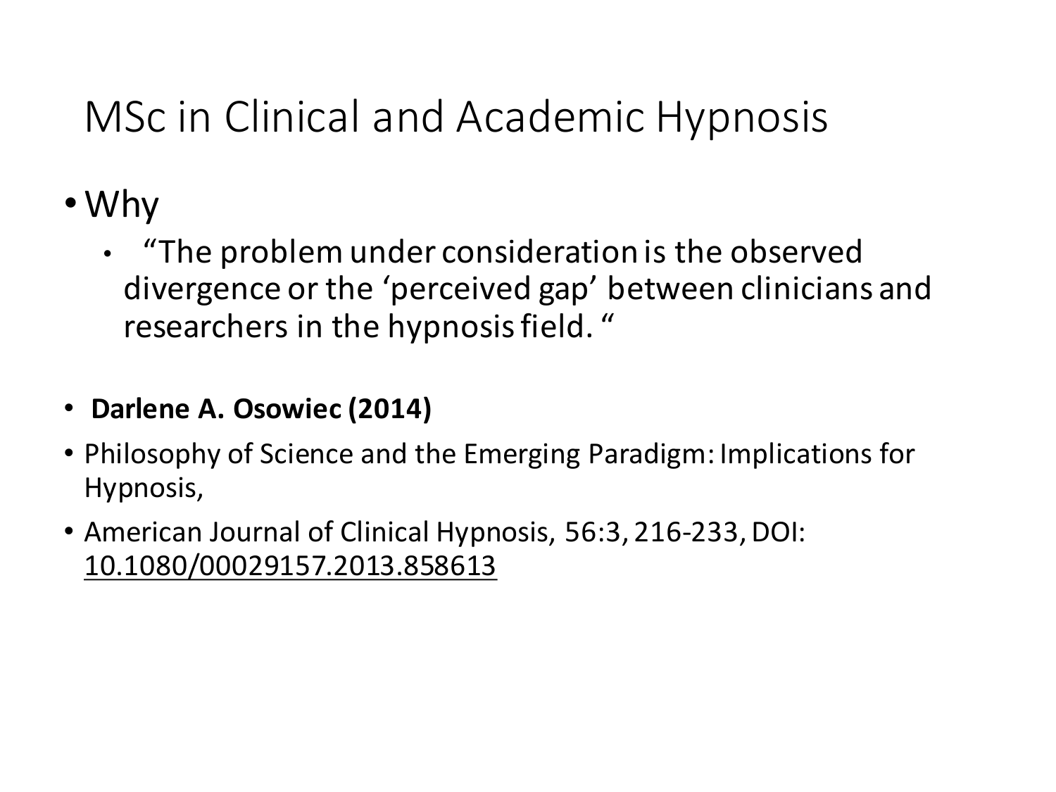# MSc in Clinical and Academic Hypnosis

- Why
  - "The problem under consideration is the observed divergence or the 'perceived gap' between clinicians and researchers in the hypnosis field. "

- **Darlene A. Osowiec (2014)**
- Philosophy of Science and the Emerging Paradigm: Implications for Hypnosis,
- American Journal of Clinical Hypnosis, 56:3, 216-233, DOI: 10.1080/00029157.2013.858613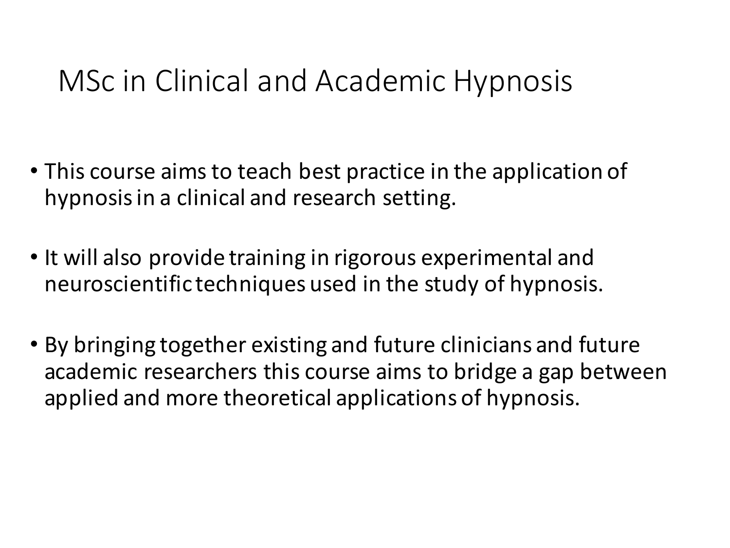# MSc in Clinical and Academic Hypnosis

- This course aims to teach best practice in the application of hypnosis in a clinical and research setting.
- It will also provide training in rigorous experimental and neuroscientific techniques used in the study of hypnosis.
- By bringing together existing and future clinicians and future academic researchers this course aims to bridge a gap between applied and more theoretical applications of hypnosis.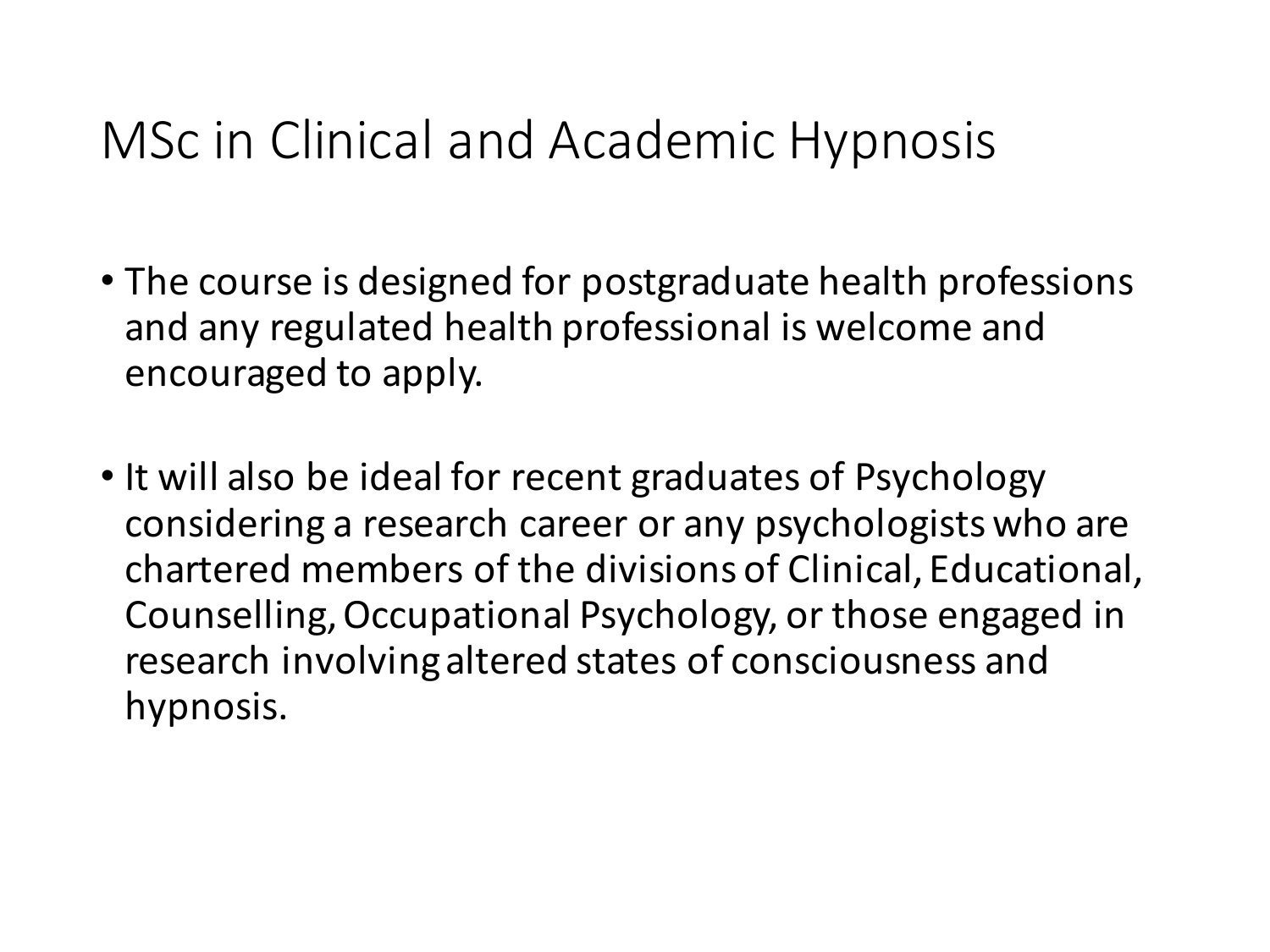# MSc in Clinical and Academic Hypnosis

- The course is designed for postgraduate health professions and any regulated health professional is welcome and encouraged to apply.
- It will also be ideal for recent graduates of Psychology considering a research career or any psychologists who are chartered members of the divisions of Clinical, Educational, Counselling, Occupational Psychology, or those engaged in research involving altered states of consciousness and hypnosis.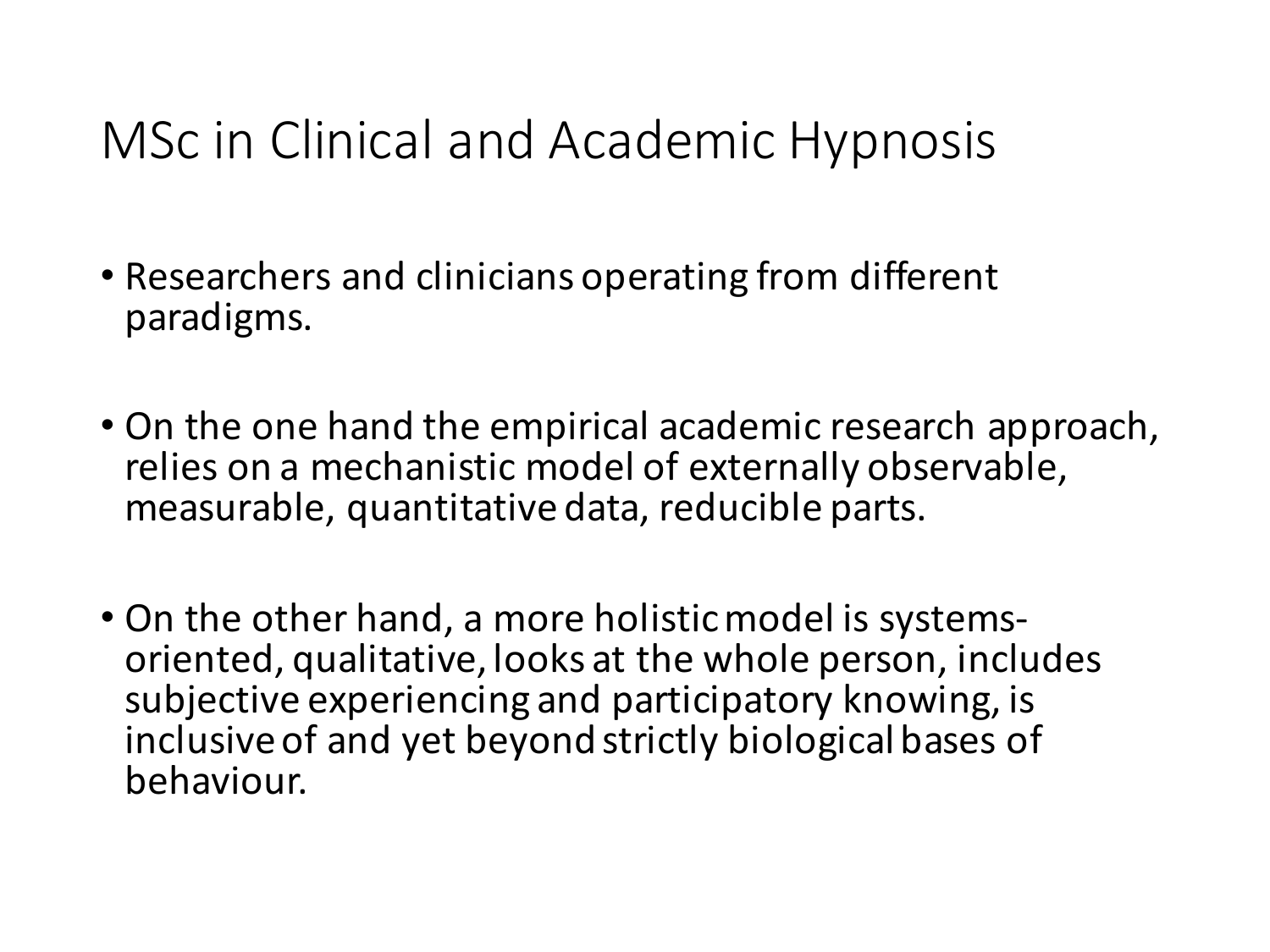# MSc in Clinical and Academic Hypnosis

- Researchers and clinicians operating from different paradigms.

- On the one hand the empirical academic research approach, relies on a mechanistic model of externally observable, measurable, quantitative data, reducible parts.

- On the other hand, a more holistic model is systems-oriented, qualitative, looks at the whole person, includes subjective experiencing and participatory knowing, is inclusive of and yet beyond strictly biological bases of behaviour.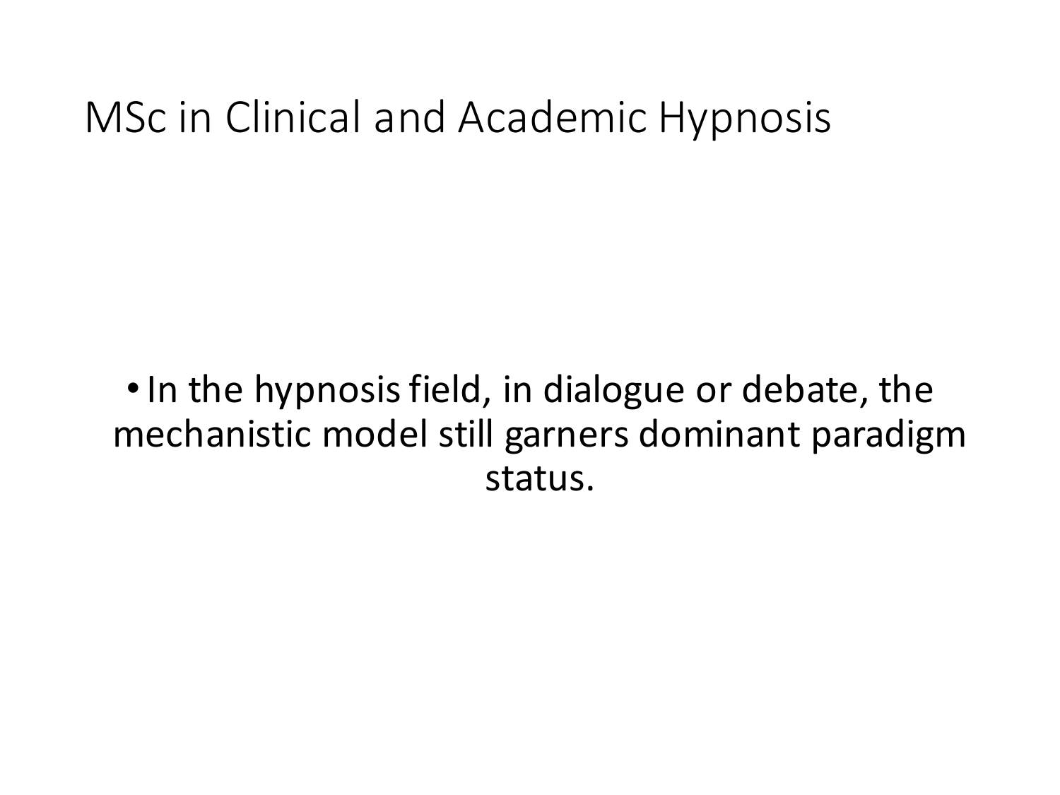# MSc in Clinical and Academic Hypnosis

- In the hypnosis field, in dialogue or debate, the mechanistic model still garners dominant paradigm status.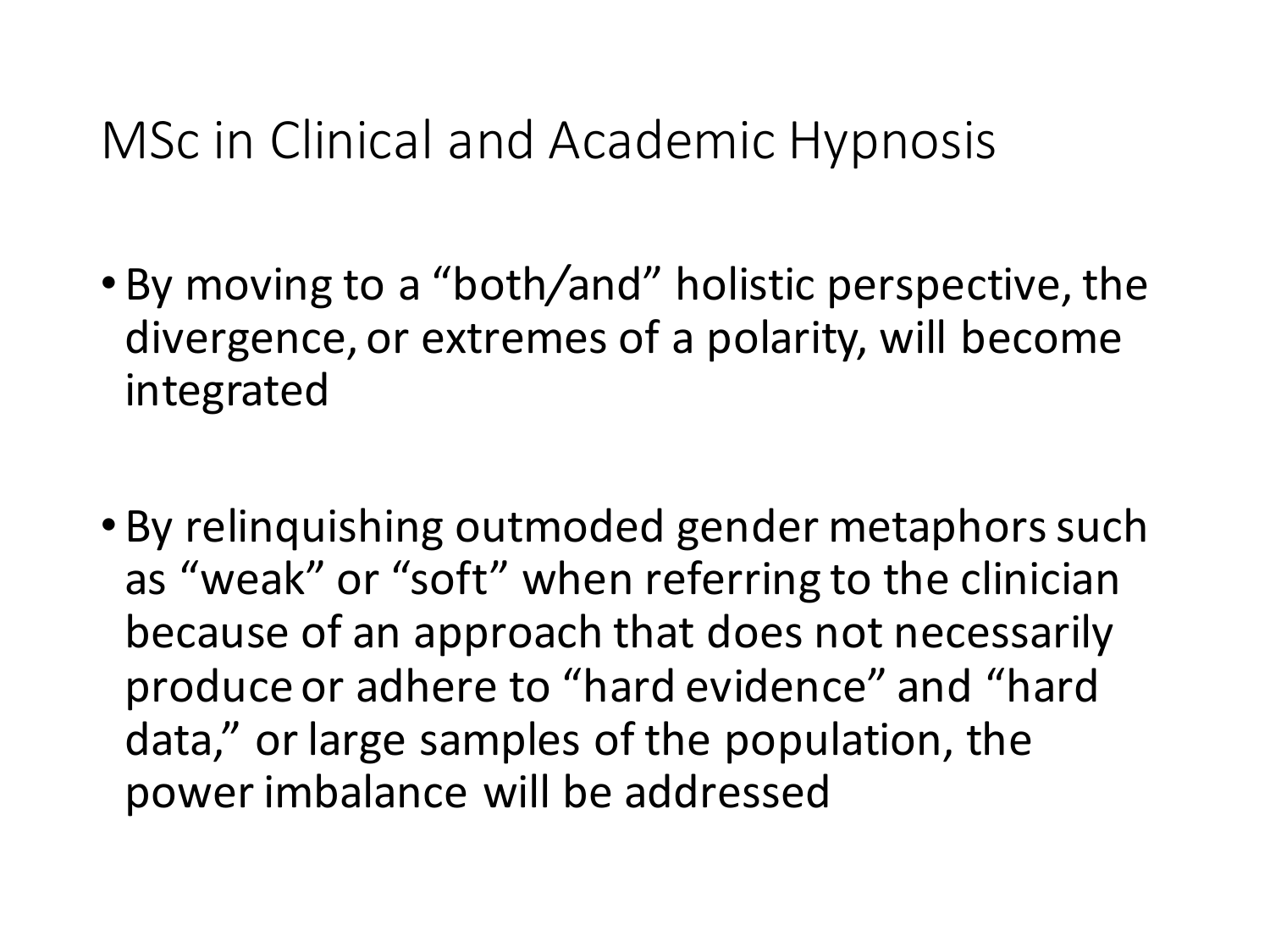# MSc in Clinical and Academic Hypnosis

- By moving to a “both/and” holistic perspective, the divergence, or extremes of a polarity, will become integrated

- By relinquishing outmoded gender metaphors such as “weak” or “soft” when referring to the clinician because of an approach that does not necessarily produce or adhere to “hard evidence” and “hard data,” or large samples of the population, the power imbalance will be addressed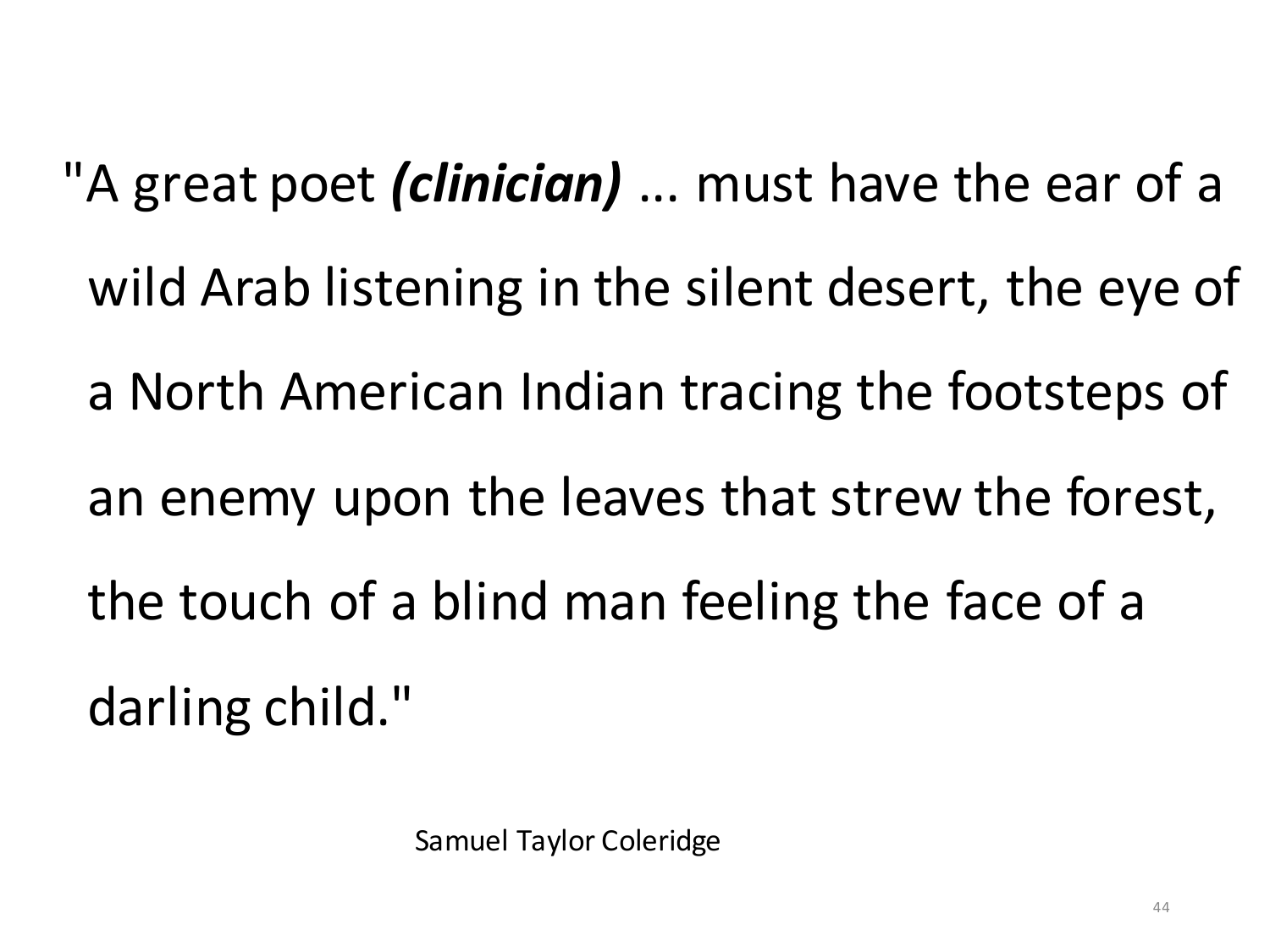"A great poet ***(clinician)*** ... must have the ear of a wild Arab listening in the silent desert, the eye of a North American Indian tracing the footsteps of an enemy upon the leaves that strew the forest, the touch of a blind man feeling the face of a darling child."

Samuel Taylor Coleridge